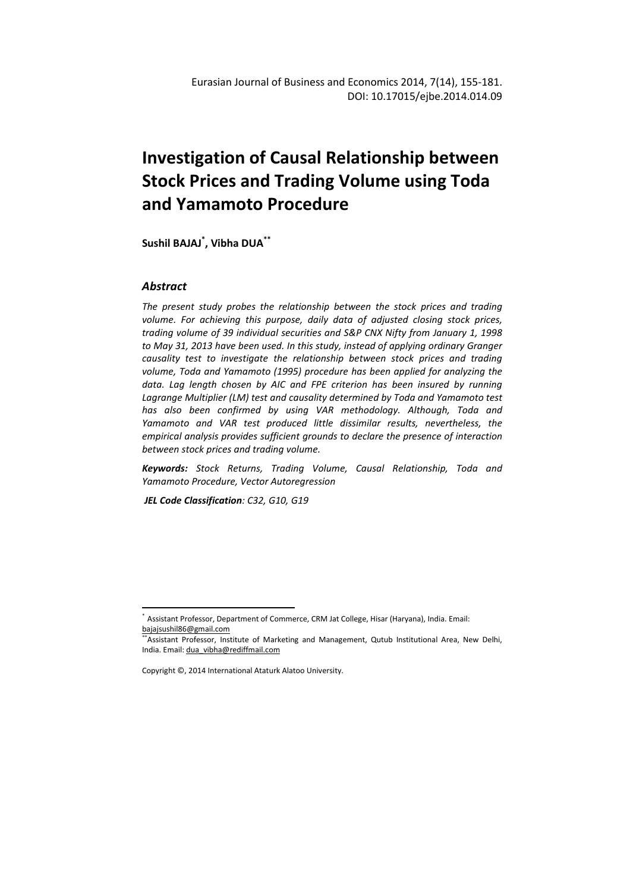Eurasian Journal of Business and Economics 2014, 7(14), 155-181.
DOI: 10.17015/ejbe.2014.014.09

# Investigation of Causal Relationship between Stock Prices and Trading Volume using Toda and Yamamoto Procedure

**Sushil BAJAJ[*], Vibha DUA[**]**

## *Abstract*

*The present study probes the relationship between the stock prices and trading volume. For achieving this purpose, daily data of adjusted closing stock prices, trading volume of 39 individual securities and S&P CNX Nifty from January 1, 1998 to May 31, 2013 have been used. In this study, instead of applying ordinary Granger causality test to investigate the relationship between stock prices and trading volume, Toda and Yamamoto (1995) procedure has been applied for analyzing the data. Lag length chosen by AIC and FPE criterion has been insured by running Lagrange Multiplier (LM) test and causality determined by Toda and Yamamoto test has also been confirmed by using VAR methodology. Although, Toda and Yamamoto and VAR test produced little dissimilar results, nevertheless, the empirical analysis provides sufficient grounds to declare the presence of interaction between stock prices and trading volume.*

***Keywords:*** *Stock Returns, Trading Volume, Causal Relationship, Toda and Yamamoto Procedure, Vector Autoregression*

***JEL Code Classification****: C32, G10, G19*

---

[*] Assistant Professor, Department of Commerce, CRM Jat College, Hisar (Haryana), India. Email: bajajsushil86@gmail.com

[**] Assistant Professor, Institute of Marketing and Management, Qutub Institutional Area, New Delhi, India. Email: dua_vibha@rediffmail.com

Copyright ©, 2014 International Ataturk Alatoo University.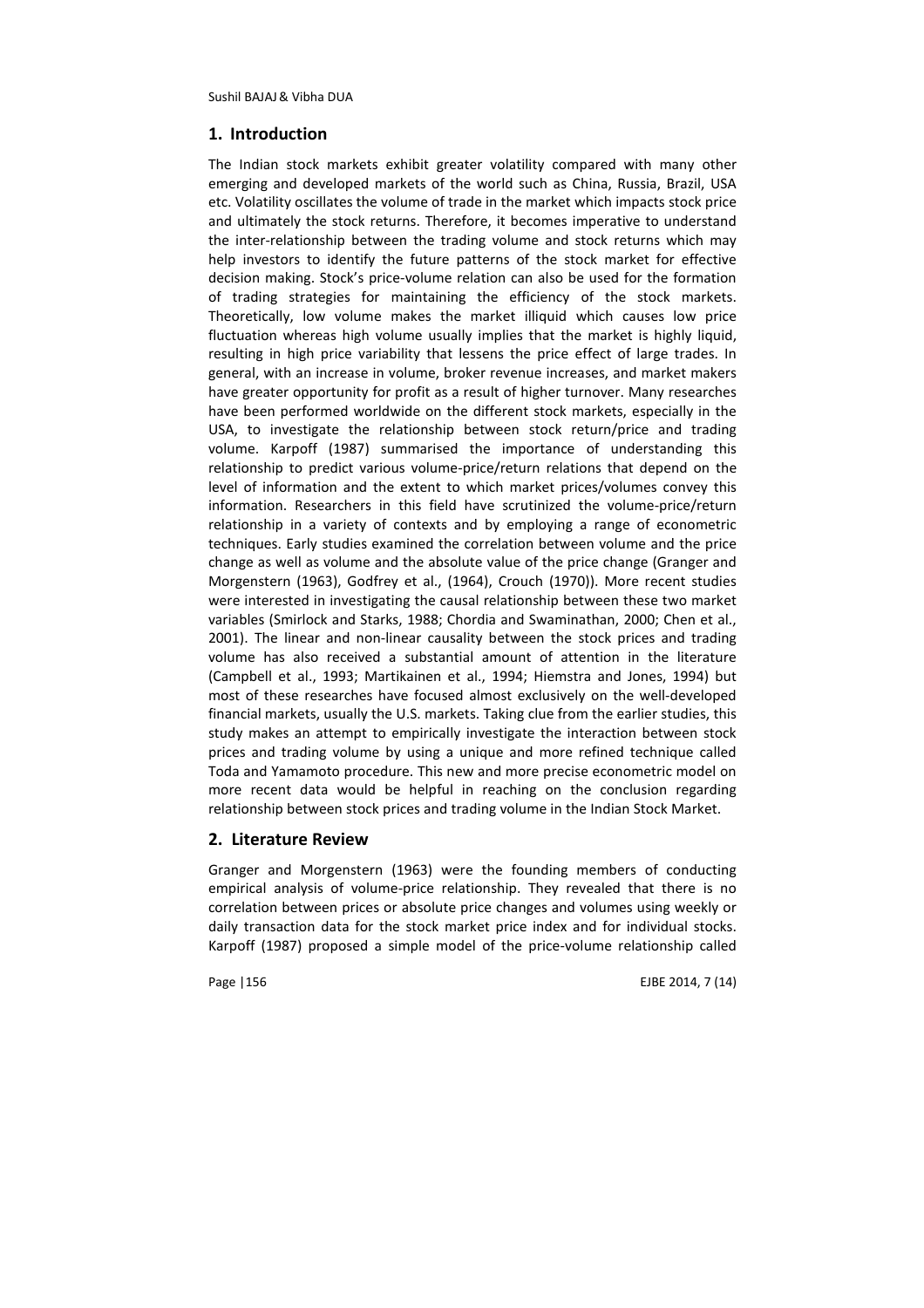## 1. Introduction

The Indian stock markets exhibit greater volatility compared with many other emerging and developed markets of the world such as China, Russia, Brazil, USA etc. Volatility oscillates the volume of trade in the market which impacts stock price and ultimately the stock returns. Therefore, it becomes imperative to understand the inter-relationship between the trading volume and stock returns which may help investors to identify the future patterns of the stock market for effective decision making. Stock's price-volume relation can also be used for the formation of trading strategies for maintaining the efficiency of the stock markets. Theoretically, low volume makes the market illiquid which causes low price fluctuation whereas high volume usually implies that the market is highly liquid, resulting in high price variability that lessens the price effect of large trades. In general, with an increase in volume, broker revenue increases, and market makers have greater opportunity for profit as a result of higher turnover. Many researches have been performed worldwide on the different stock markets, especially in the USA, to investigate the relationship between stock return/price and trading volume. Karpoff (1987) summarised the importance of understanding this relationship to predict various volume-price/return relations that depend on the level of information and the extent to which market prices/volumes convey this information. Researchers in this field have scrutinized the volume-price/return relationship in a variety of contexts and by employing a range of econometric techniques. Early studies examined the correlation between volume and the price change as well as volume and the absolute value of the price change (Granger and Morgenstern (1963), Godfrey et al., (1964), Crouch (1970)). More recent studies were interested in investigating the causal relationship between these two market variables (Smirlock and Starks, 1988; Chordia and Swaminathan, 2000; Chen et al., 2001). The linear and non-linear causality between the stock prices and trading volume has also received a substantial amount of attention in the literature (Campbell et al., 1993; Martikainen et al., 1994; Hiemstra and Jones, 1994) but most of these researches have focused almost exclusively on the well-developed financial markets, usually the U.S. markets. Taking clue from the earlier studies, this study makes an attempt to empirically investigate the interaction between stock prices and trading volume by using a unique and more refined technique called Toda and Yamamoto procedure. This new and more precise econometric model on more recent data would be helpful in reaching on the conclusion regarding relationship between stock prices and trading volume in the Indian Stock Market.

## 2. Literature Review

Granger and Morgenstern (1963) were the founding members of conducting empirical analysis of volume-price relationship. They revealed that there is no correlation between prices or absolute price changes and volumes using weekly or daily transaction data for the stock market price index and for individual stocks. Karpoff (1987) proposed a simple model of the price-volume relationship called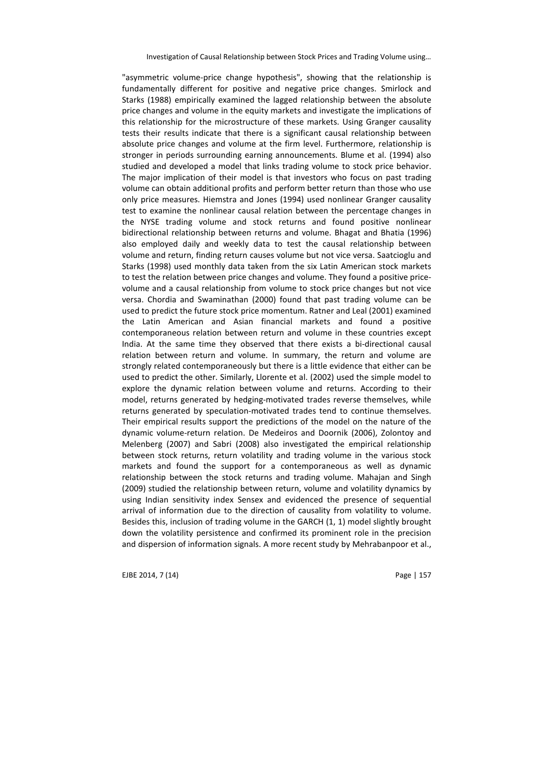"asymmetric volume-price change hypothesis", showing that the relationship is fundamentally different for positive and negative price changes. Smirlock and Starks (1988) empirically examined the lagged relationship between the absolute price changes and volume in the equity markets and investigate the implications of this relationship for the microstructure of these markets. Using Granger causality tests their results indicate that there is a significant causal relationship between absolute price changes and volume at the firm level. Furthermore, relationship is stronger in periods surrounding earning announcements. Blume et al. (1994) also studied and developed a model that links trading volume to stock price behavior. The major implication of their model is that investors who focus on past trading volume can obtain additional profits and perform better return than those who use only price measures. Hiemstra and Jones (1994) used nonlinear Granger causality test to examine the nonlinear causal relation between the percentage changes in the NYSE trading volume and stock returns and found positive nonlinear bidirectional relationship between returns and volume. Bhagat and Bhatia (1996) also employed daily and weekly data to test the causal relationship between volume and return, finding return causes volume but not vice versa. Saatcioglu and Starks (1998) used monthly data taken from the six Latin American stock markets to test the relation between price changes and volume. They found a positive price-volume and a causal relationship from volume to stock price changes but not vice versa. Chordia and Swaminathan (2000) found that past trading volume can be used to predict the future stock price momentum. Ratner and Leal (2001) examined the Latin American and Asian financial markets and found a positive contemporaneous relation between return and volume in these countries except India. At the same time they observed that there exists a bi-directional causal relation between return and volume. In summary, the return and volume are strongly related contemporaneously but there is a little evidence that either can be used to predict the other. Similarly, Llorente et al. (2002) used the simple model to explore the dynamic relation between volume and returns. According to their model, returns generated by hedging-motivated trades reverse themselves, while returns generated by speculation-motivated trades tend to continue themselves. Their empirical results support the predictions of the model on the nature of the dynamic volume-return relation. De Medeiros and Doornik (2006), Zolontoy and Melenberg (2007) and Sabri (2008) also investigated the empirical relationship between stock returns, return volatility and trading volume in the various stock markets and found the support for a contemporaneous as well as dynamic relationship between the stock returns and trading volume. Mahajan and Singh (2009) studied the relationship between return, volume and volatility dynamics by using Indian sensitivity index Sensex and evidenced the presence of sequential arrival of information due to the direction of causality from volatility to volume. Besides this, inclusion of trading volume in the GARCH (1, 1) model slightly brought down the volatility persistence and confirmed its prominent role in the precision and dispersion of information signals. A more recent study by Mehrabanpoor et al.,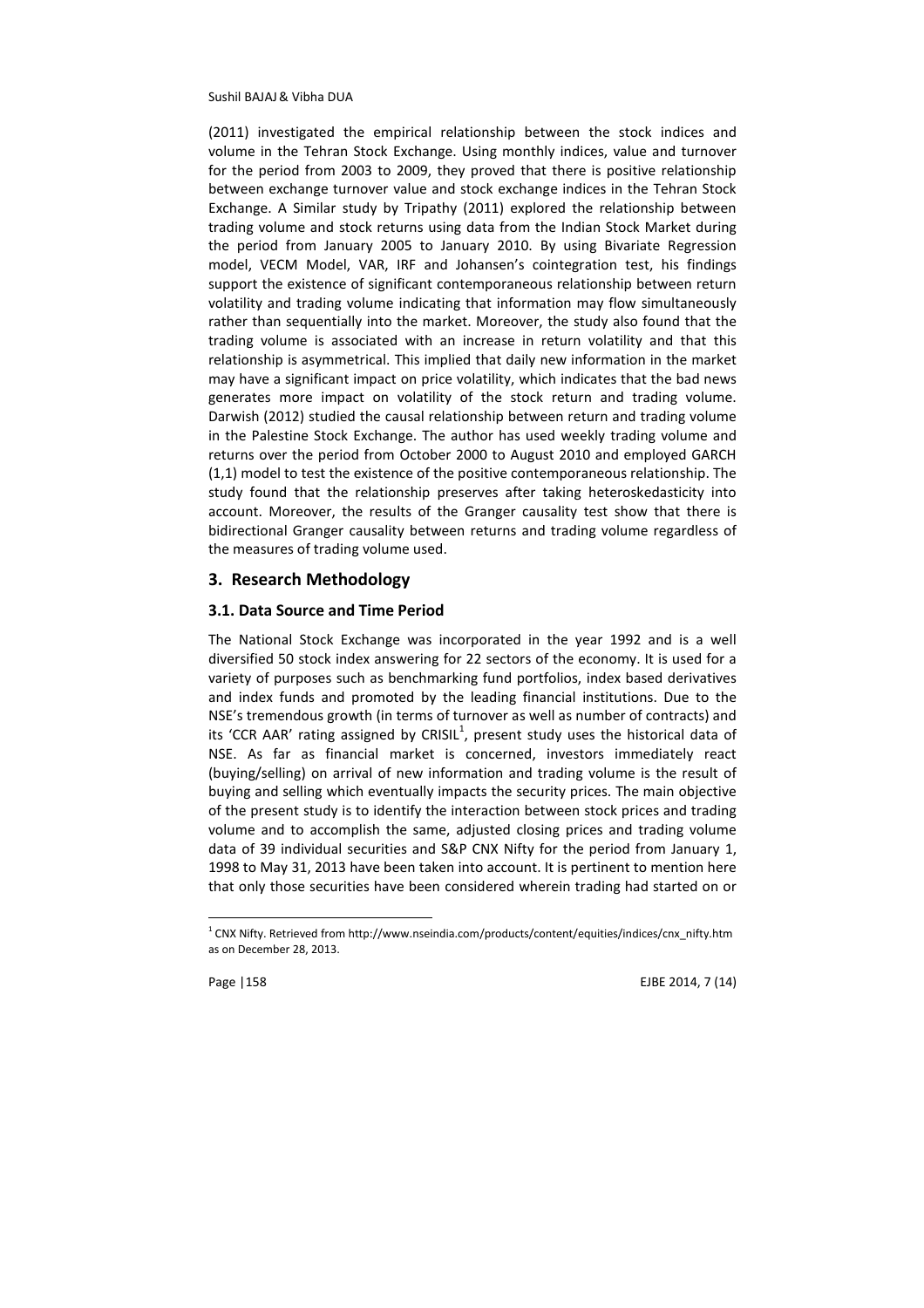(2011) investigated the empirical relationship between the stock indices and volume in the Tehran Stock Exchange. Using monthly indices, value and turnover for the period from 2003 to 2009, they proved that there is positive relationship between exchange turnover value and stock exchange indices in the Tehran Stock Exchange. A Similar study by Tripathy (2011) explored the relationship between trading volume and stock returns using data from the Indian Stock Market during the period from January 2005 to January 2010. By using Bivariate Regression model, VECM Model, VAR, IRF and Johansen's cointegration test, his findings support the existence of significant contemporaneous relationship between return volatility and trading volume indicating that information may flow simultaneously rather than sequentially into the market. Moreover, the study also found that the trading volume is associated with an increase in return volatility and that this relationship is asymmetrical. This implied that daily new information in the market may have a significant impact on price volatility, which indicates that the bad news generates more impact on volatility of the stock return and trading volume. Darwish (2012) studied the causal relationship between return and trading volume in the Palestine Stock Exchange. The author has used weekly trading volume and returns over the period from October 2000 to August 2010 and employed GARCH (1,1) model to test the existence of the positive contemporaneous relationship. The study found that the relationship preserves after taking heteroskedasticity into account. Moreover, the results of the Granger causality test show that there is bidirectional Granger causality between returns and trading volume regardless of the measures of trading volume used.

## 3. Research Methodology

### 3.1. Data Source and Time Period

The National Stock Exchange was incorporated in the year 1992 and is a well diversified 50 stock index answering for 22 sectors of the economy. It is used for a variety of purposes such as benchmarking fund portfolios, index based derivatives and index funds and promoted by the leading financial institutions. Due to the NSE's tremendous growth (in terms of turnover as well as number of contracts) and its 'CCR AAR' rating assigned by CRISIL[1], present study uses the historical data of NSE. As far as financial market is concerned, investors immediately react (buying/selling) on arrival of new information and trading volume is the result of buying and selling which eventually impacts the security prices. The main objective of the present study is to identify the interaction between stock prices and trading volume and to accomplish the same, adjusted closing prices and trading volume data of 39 individual securities and S&P CNX Nifty for the period from January 1, 1998 to May 31, 2013 have been taken into account. It is pertinent to mention here that only those securities have been considered wherein trading had started on or

[1] CNX Nifty. Retrieved from http://www.nseindia.com/products/content/equities/indices/cnx_nifty.htm as on December 28, 2013.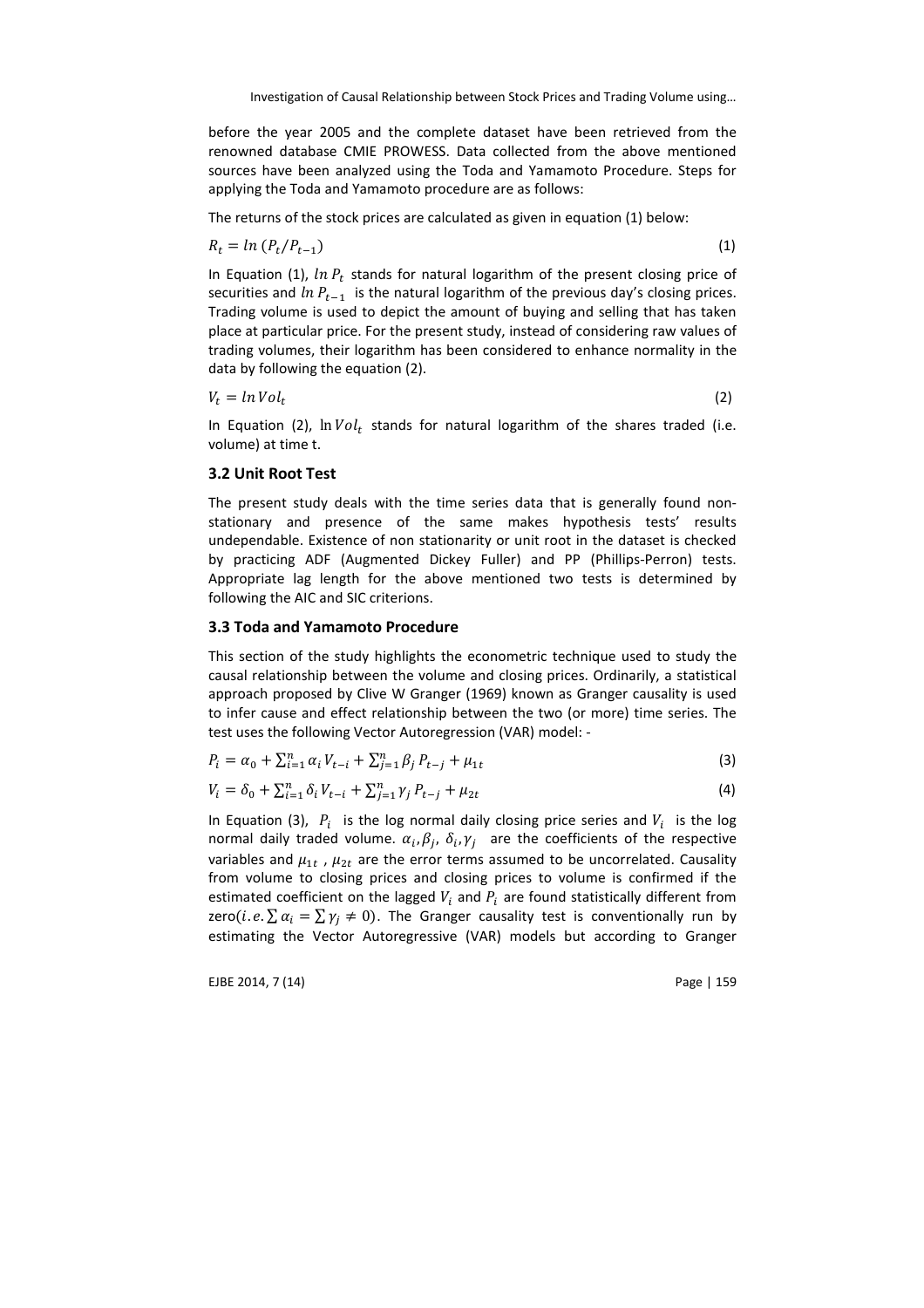before the year 2005 and the complete dataset have been retrieved from the renowned database CMIE PROWESS. Data collected from the above mentioned sources have been analyzed using the Toda and Yamamoto Procedure. Steps for applying the Toda and Yamamoto procedure are as follows:

The returns of the stock prices are calculated as given in equation (1) below:

$$R_t = ln\,(P_t/P_{t-1}) \tag{1}$$

In Equation (1), $ln\,P_t$ stands for natural logarithm of the present closing price of securities and $ln\,P_{t-1}$ is the natural logarithm of the previous day's closing prices. Trading volume is used to depict the amount of buying and selling that has taken place at particular price. For the present study, instead of considering raw values of trading volumes, their logarithm has been considered to enhance normality in the data by following the equation (2).

$$V_t = ln\,Vol_t \tag{2}$$

In Equation (2), $\ln Vol_t$ stands for natural logarithm of the shares traded (i.e. volume) at time t.

### 3.2 Unit Root Test

The present study deals with the time series data that is generally found non-stationary and presence of the same makes hypothesis tests' results undependable. Existence of non stationarity or unit root in the dataset is checked by practicing ADF (Augmented Dickey Fuller) and PP (Phillips-Perron) tests. Appropriate lag length for the above mentioned two tests is determined by following the AIC and SIC criterions.

### 3.3 Toda and Yamamoto Procedure

This section of the study highlights the econometric technique used to study the causal relationship between the volume and closing prices. Ordinarily, a statistical approach proposed by Clive W Granger (1969) known as Granger causality is used to infer cause and effect relationship between the two (or more) time series. The test uses the following Vector Autoregression (VAR) model: -

$$P_i = \alpha_0 + \sum_{i=1}^{n} \alpha_i V_{t-i} + \sum_{j=1}^{n} \beta_j P_{t-j} + \mu_{1t} \tag{3}$$

$$V_i = \delta_0 + \sum_{i=1}^{n} \delta_i V_{t-i} + \sum_{j=1}^{n} \gamma_j P_{t-j} + \mu_{2t} \tag{4}$$

In Equation (3), $P_i$ is the log normal daily closing price series and $V_i$ is the log normal daily traded volume. $\alpha_i, \beta_j, \delta_i, \gamma_j$ are the coefficients of the respective variables and $\mu_{1t}$, $\mu_{2t}$ are the error terms assumed to be uncorrelated. Causality from volume to closing prices and closing prices to volume is confirmed if the estimated coefficient on the lagged $V_i$ and $P_i$ are found statistically different from zero($i.e. \sum \alpha_i = \sum \gamma_j \neq 0$). The Granger causality test is conventionally run by estimating the Vector Autoregressive (VAR) models but according to Granger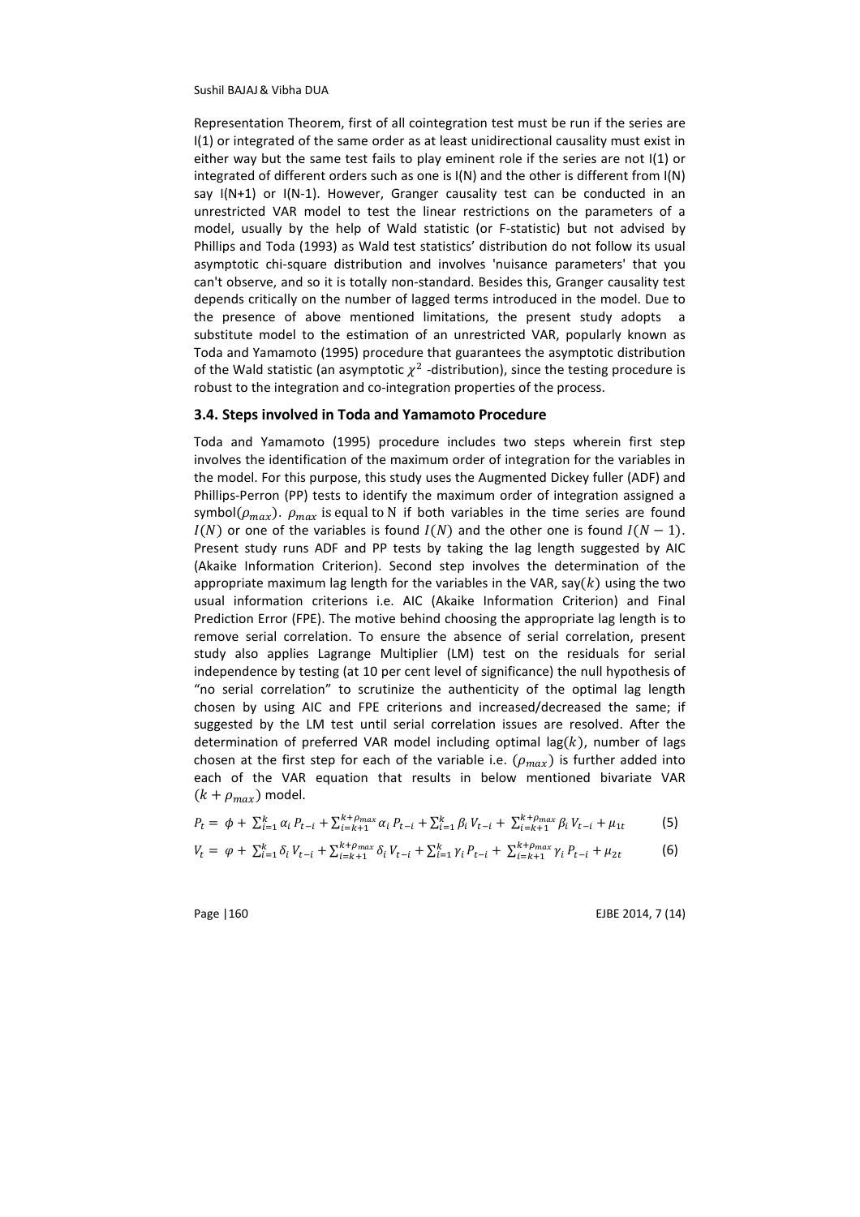Representation Theorem, first of all cointegration test must be run if the series are I(1) or integrated of the same order as at least unidirectional causality must exist in either way but the same test fails to play eminent role if the series are not I(1) or integrated of different orders such as one is I(N) and the other is different from I(N) say I(N+1) or I(N-1). However, Granger causality test can be conducted in an unrestricted VAR model to test the linear restrictions on the parameters of a model, usually by the help of Wald statistic (or F-statistic) but not advised by Phillips and Toda (1993) as Wald test statistics' distribution do not follow its usual asymptotic chi-square distribution and involves 'nuisance parameters' that you can't observe, and so it is totally non-standard. Besides this, Granger causality test depends critically on the number of lagged terms introduced in the model. Due to the presence of above mentioned limitations, the present study adopts a substitute model to the estimation of an unrestricted VAR, popularly known as Toda and Yamamoto (1995) procedure that guarantees the asymptotic distribution of the Wald statistic (an asymptotic $\chi^2$ -distribution), since the testing procedure is robust to the integration and co-integration properties of the process.

### 3.4. Steps involved in Toda and Yamamoto Procedure

Toda and Yamamoto (1995) procedure includes two steps wherein first step involves the identification of the maximum order of integration for the variables in the model. For this purpose, this study uses the Augmented Dickey fuller (ADF) and Phillips-Perron (PP) tests to identify the maximum order of integration assigned a symbol($\rho_{max}$). $\rho_{max}$ is equal to N if both variables in the time series are found $I(N)$ or one of the variables is found $I(N)$ and the other one is found $I(N-1)$. Present study runs ADF and PP tests by taking the lag length suggested by AIC (Akaike Information Criterion). Second step involves the determination of the appropriate maximum lag length for the variables in the VAR, say($k$) using the two usual information criterions i.e. AIC (Akaike Information Criterion) and Final Prediction Error (FPE). The motive behind choosing the appropriate lag length is to remove serial correlation. To ensure the absence of serial correlation, present study also applies Lagrange Multiplier (LM) test on the residuals for serial independence by testing (at 10 per cent level of significance) the null hypothesis of "no serial correlation" to scrutinize the authenticity of the optimal lag length chosen by using AIC and FPE criterions and increased/decreased the same; if suggested by the LM test until serial correlation issues are resolved. After the determination of preferred VAR model including optimal lag($k$), number of lags chosen at the first step for each of the variable i.e. ($\rho_{max}$) is further added into each of the VAR equation that results in below mentioned bivariate VAR ($k + \rho_{max}$) model.

$$P_t = \phi + \sum_{i=1}^{k} \alpha_i P_{t-i} + \sum_{i=k+1}^{k+\rho_{max}} \alpha_i P_{t-i} + \sum_{i=1}^{k} \beta_i V_{t-i} + \sum_{i=k+1}^{k+\rho_{max}} \beta_i V_{t-i} + \mu_{1t} \tag{5}$$

$$V_t = \varphi + \sum_{i=1}^{k} \delta_i V_{t-i} + \sum_{i=k+1}^{k+\rho_{max}} \delta_i V_{t-i} + \sum_{i=1}^{k} \gamma_i P_{t-i} + \sum_{i=k+1}^{k+\rho_{max}} \gamma_i P_{t-i} + \mu_{2t} \tag{6}$$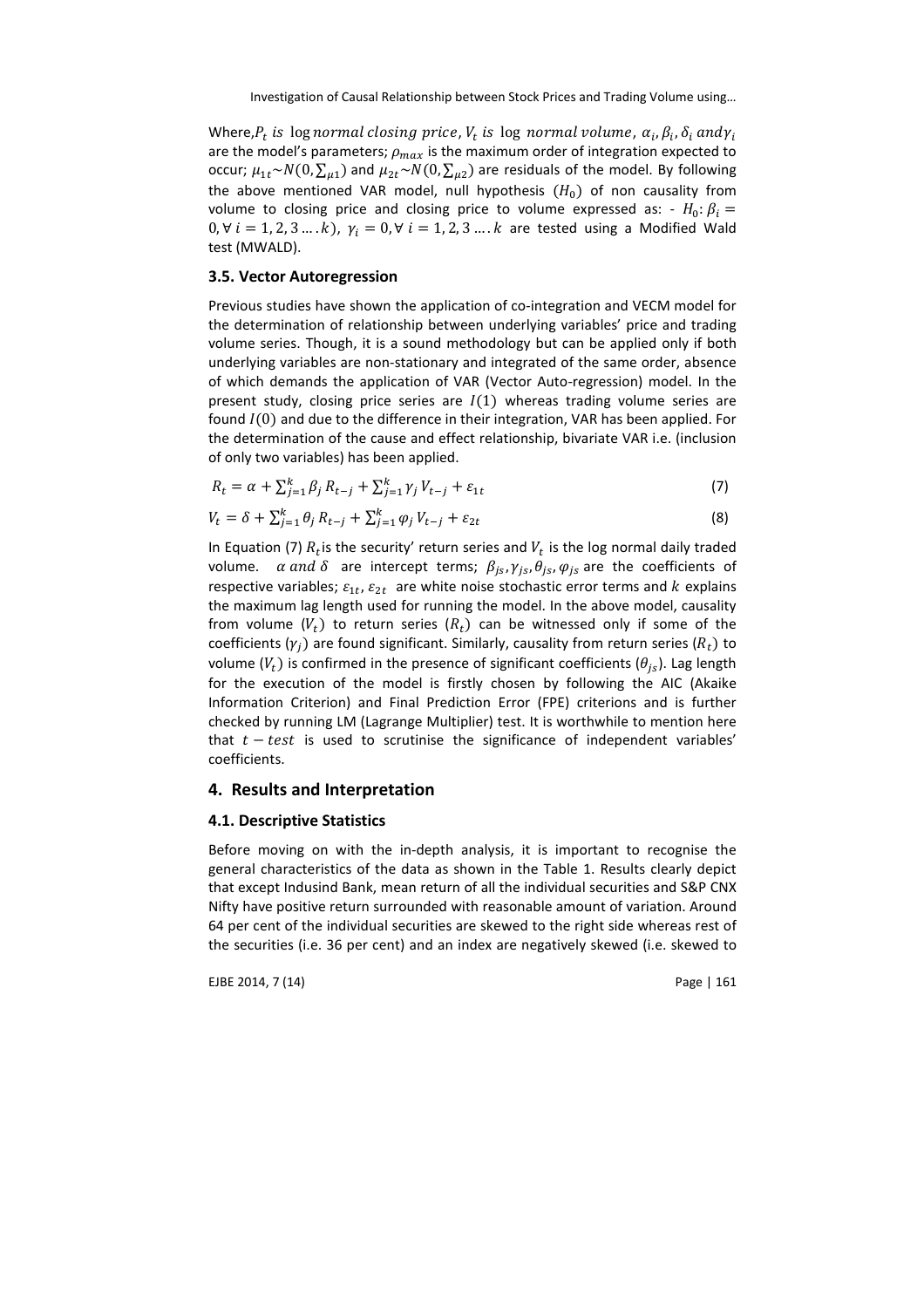Where, $P_t$ *is* log *normal closing price*, $V_t$ *is* log *normal volume*, $\alpha_i, \beta_i, \delta_i$ *and* $\gamma_i$ are the model's parameters; $\rho_{max}$ is the maximum order of integration expected to occur; $\mu_{1t} \sim N(0, \sum_{\mu 1})$ and $\mu_{2t} \sim N(0, \sum_{\mu 2})$ are residuals of the model. By following the above mentioned VAR model, null hypothesis $(H_0)$ of non causality from volume to closing price and closing price to volume expressed as: - $H_0: \beta_i = 0, \forall\, i = 1, 2, 3 \ldots . k), \; \gamma_i = 0, \forall\, i = 1, 2, 3 \ldots . k$ are tested using a Modified Wald test (MWALD).

### 3.5. Vector Autoregression

Previous studies have shown the application of co-integration and VECM model for the determination of relationship between underlying variables' price and trading volume series. Though, it is a sound methodology but can be applied only if both underlying variables are non-stationary and integrated of the same order, absence of which demands the application of VAR (Vector Auto-regression) model. In the present study, closing price series are $I(1)$ whereas trading volume series are found $I(0)$ and due to the difference in their integration, VAR has been applied. For the determination of the cause and effect relationship, bivariate VAR i.e. (inclusion of only two variables) has been applied.

$$R_t = \alpha + \sum_{j=1}^{k} \beta_j R_{t-j} + \sum_{j=1}^{k} \gamma_j V_{t-j} + \varepsilon_{1t} \tag{7}$$

$$V_t = \delta + \sum_{j=1}^{k} \theta_j R_{t-j} + \sum_{j=1}^{k} \varphi_j V_{t-j} + \varepsilon_{2t} \tag{8}$$

In Equation (7) $R_t$ is the security' return series and $V_t$ is the log normal daily traded volume. $\alpha$ *and* $\delta$ are intercept terms; $\beta_{js}, \gamma_{js}, \theta_{js}, \varphi_{js}$ are the coefficients of respective variables; $\varepsilon_{1t}, \varepsilon_{2t}$ are white noise stochastic error terms and $k$ explains the maximum lag length used for running the model. In the above model, causality from volume $(V_t)$ to return series $(R_t)$ can be witnessed only if some of the coefficients $(\gamma_j)$ are found significant. Similarly, causality from return series $(R_t)$ to volume $(V_t)$ is confirmed in the presence of significant coefficients $(\theta_{js})$. Lag length for the execution of the model is firstly chosen by following the AIC (Akaike Information Criterion) and Final Prediction Error (FPE) criterions and is further checked by running LM (Lagrange Multiplier) test. It is worthwhile to mention here that $t - test$ is used to scrutinise the significance of independent variables' coefficients.

## 4. Results and Interpretation

### 4.1. Descriptive Statistics

Before moving on with the in-depth analysis, it is important to recognise the general characteristics of the data as shown in the Table 1. Results clearly depict that except Indusind Bank, mean return of all the individual securities and S&P CNX Nifty have positive return surrounded with reasonable amount of variation. Around 64 per cent of the individual securities are skewed to the right side whereas rest of the securities (i.e. 36 per cent) and an index are negatively skewed (i.e. skewed to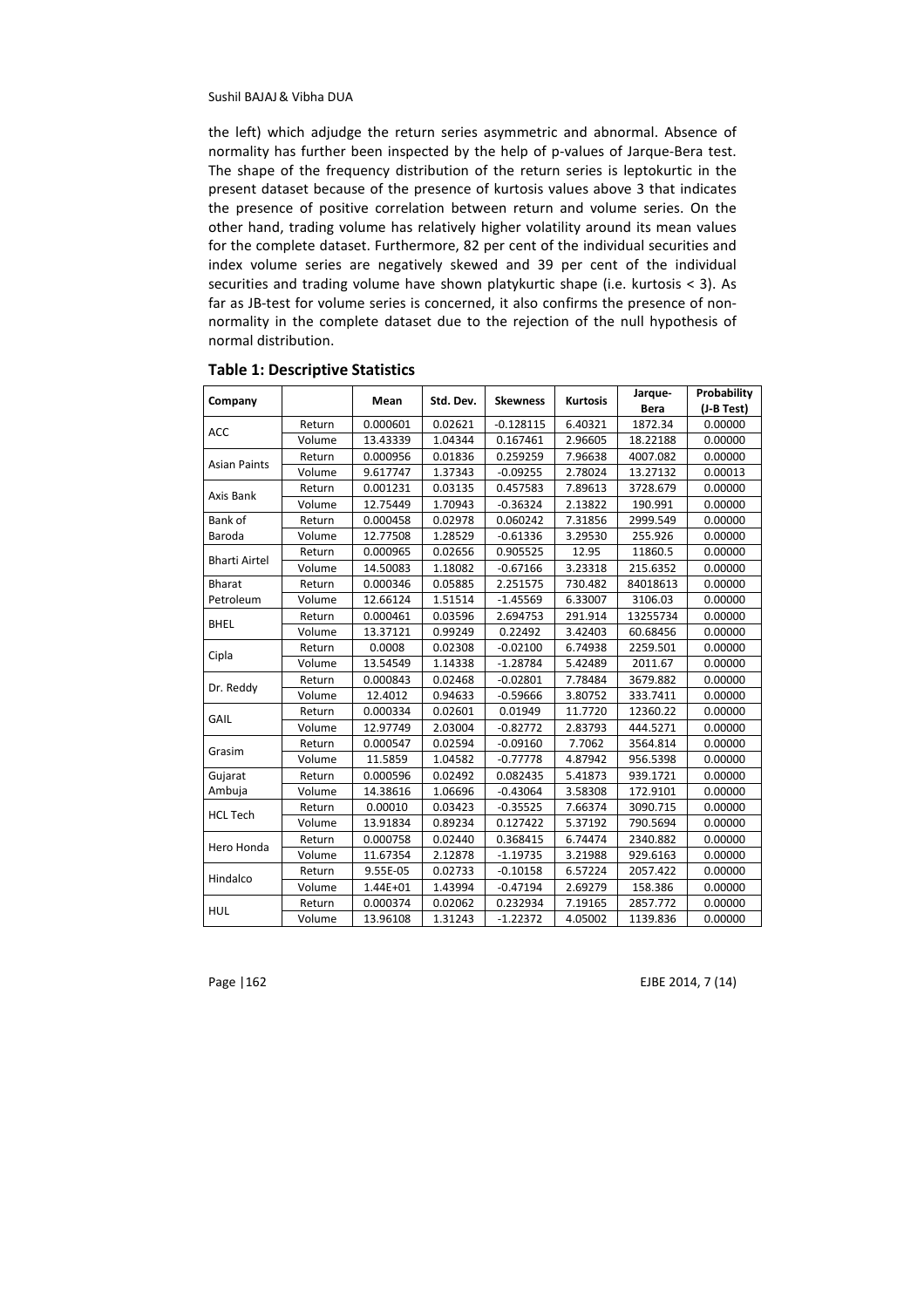the left) which adjudge the return series asymmetric and abnormal. Absence of normality has further been inspected by the help of p-values of Jarque-Bera test. The shape of the frequency distribution of the return series is leptokurtic in the present dataset because of the presence of kurtosis values above 3 that indicates the presence of positive correlation between return and volume series. On the other hand, trading volume has relatively higher volatility around its mean values for the complete dataset. Furthermore, 82 per cent of the individual securities and index volume series are negatively skewed and 39 per cent of the individual securities and trading volume have shown platykurtic shape (i.e. kurtosis < 3). As far as JB-test for volume series is concerned, it also confirms the presence of non-normality in the complete dataset due to the rejection of the null hypothesis of normal distribution.

**Table 1: Descriptive Statistics**

| Company | | Mean | Std. Dev. | Skewness | Kurtosis | Jarque-Bera | Probability (J-B Test) |
|---|---|---|---|---|---|---|---|
| ACC | Return | 0.000601 | 0.02621 | -0.128115 | 6.40321 | 1872.34 | 0.00000 |
| | Volume | 13.43339 | 1.04344 | 0.167461 | 2.96605 | 18.22188 | 0.00000 |
| Asian Paints | Return | 0.000956 | 0.01836 | 0.259259 | 7.96638 | 4007.082 | 0.00000 |
| | Volume | 9.617747 | 1.37343 | -0.09255 | 2.78024 | 13.27132 | 0.00013 |
| Axis Bank | Return | 0.001231 | 0.03135 | 0.457583 | 7.89613 | 3728.679 | 0.00000 |
| | Volume | 12.75449 | 1.70943 | -0.36324 | 2.13822 | 190.991 | 0.00000 |
| Bank of Baroda | Return | 0.000458 | 0.02978 | 0.060242 | 7.31856 | 2999.549 | 0.00000 |
| | Volume | 12.77508 | 1.28529 | -0.61336 | 3.29530 | 255.926 | 0.00000 |
| Bharti Airtel | Return | 0.000965 | 0.02656 | 0.905525 | 12.95 | 11860.5 | 0.00000 |
| | Volume | 14.50083 | 1.18082 | -0.67166 | 3.23318 | 215.6352 | 0.00000 |
| Bharat Petroleum | Return | 0.000346 | 0.05885 | 2.251575 | 730.482 | 84018613 | 0.00000 |
| | Volume | 12.66124 | 1.51514 | -1.45569 | 6.33007 | 3106.03 | 0.00000 |
| BHEL | Return | 0.000461 | 0.03596 | 2.694753 | 291.914 | 13255734 | 0.00000 |
| | Volume | 13.37121 | 0.99249 | 0.22492 | 3.42403 | 60.68456 | 0.00000 |
| Cipla | Return | 0.0008 | 0.02308 | -0.02100 | 6.74938 | 2259.501 | 0.00000 |
| | Volume | 13.54549 | 1.14338 | -1.28784 | 5.42489 | 2011.67 | 0.00000 |
| Dr. Reddy | Return | 0.000843 | 0.02468 | -0.02801 | 7.78484 | 3679.882 | 0.00000 |
| | Volume | 12.4012 | 0.94633 | -0.59666 | 3.80752 | 333.7411 | 0.00000 |
| GAIL | Return | 0.000334 | 0.02601 | 0.01949 | 11.7720 | 12360.22 | 0.00000 |
| | Volume | 12.97749 | 2.03004 | -0.82772 | 2.83793 | 444.5271 | 0.00000 |
| Grasim | Return | 0.000547 | 0.02594 | -0.09160 | 7.7062 | 3564.814 | 0.00000 |
| | Volume | 11.5859 | 1.04582 | -0.77778 | 4.87942 | 956.5398 | 0.00000 |
| Gujarat Ambuja | Return | 0.000596 | 0.02492 | 0.082435 | 5.41873 | 939.1721 | 0.00000 |
| | Volume | 14.38616 | 1.06696 | -0.43064 | 3.58308 | 172.9101 | 0.00000 |
| HCL Tech | Return | 0.00010 | 0.03423 | -0.35525 | 7.66374 | 3090.715 | 0.00000 |
| | Volume | 13.91834 | 0.89234 | 0.127422 | 5.37192 | 790.5694 | 0.00000 |
| Hero Honda | Return | 0.000758 | 0.02440 | 0.368415 | 6.74474 | 2340.882 | 0.00000 |
| | Volume | 11.67354 | 2.12878 | -1.19735 | 3.21988 | 929.6163 | 0.00000 |
| Hindalco | Return | 9.55E-05 | 0.02733 | -0.10158 | 6.57224 | 2057.422 | 0.00000 |
| | Volume | 1.44E+01 | 1.43994 | -0.47194 | 2.69279 | 158.386 | 0.00000 |
| HUL | Return | 0.000374 | 0.02062 | 0.232934 | 7.19165 | 2857.772 | 0.00000 |
| | Volume | 13.96108 | 1.31243 | -1.22372 | 4.05002 | 1139.836 | 0.00000 |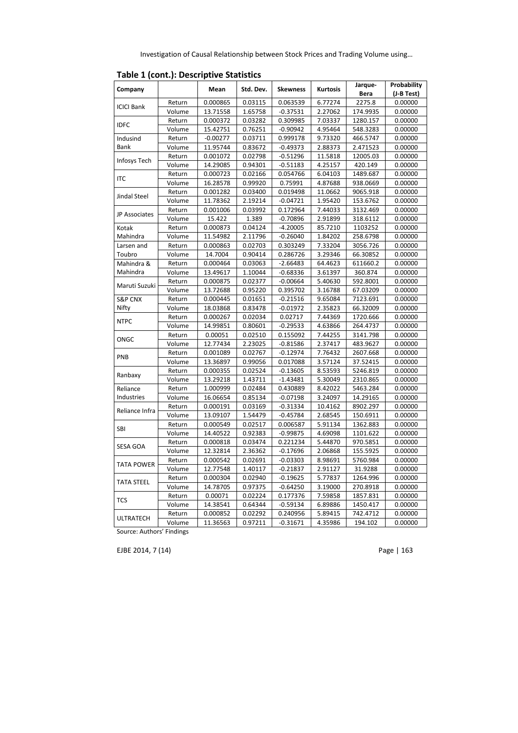**Table 1 (cont.): Descriptive Statistics**

| Company | | Mean | Std. Dev. | Skewness | Kurtosis | Jarque-Bera | Probability (J-B Test) |
|---|---|---|---|---|---|---|---|
| ICICI Bank | Return | 0.000865 | 0.03115 | 0.063539 | 6.77274 | 2275.8 | 0.00000 |
| | Volume | 13.71558 | 1.65758 | -0.37531 | 2.27062 | 174.9935 | 0.00000 |
| IDFC | Return | 0.000372 | 0.03282 | 0.309985 | 7.03337 | 1280.157 | 0.00000 |
| | Volume | 15.42751 | 0.76251 | -0.90942 | 4.95464 | 548.3283 | 0.00000 |
| Indusind Bank | Return | -0.00277 | 0.03711 | 0.999178 | 9.73320 | 466.5747 | 0.00000 |
| | Volume | 11.95744 | 0.83672 | -0.49373 | 2.88373 | 2.471523 | 0.00000 |
| Infosys Tech | Return | 0.001072 | 0.02798 | -0.51296 | 11.5818 | 12005.03 | 0.00000 |
| | Volume | 14.29085 | 0.94301 | -0.51183 | 4.25157 | 420.149 | 0.00000 |
| ITC | Return | 0.000723 | 0.02166 | 0.054766 | 6.04103 | 1489.687 | 0.00000 |
| | Volume | 16.28578 | 0.99920 | 0.75991 | 4.87688 | 938.0669 | 0.00000 |
| Jindal Steel | Return | 0.001282 | 0.03400 | 0.019498 | 11.0662 | 9065.918 | 0.00000 |
| | Volume | 11.78362 | 2.19214 | -0.04721 | 1.95420 | 153.6762 | 0.00000 |
| JP Associates | Return | 0.001006 | 0.03992 | 0.172964 | 7.44033 | 3132.469 | 0.00000 |
| | Volume | 15.422 | 1.389 | -0.70896 | 2.91899 | 318.6112 | 0.00000 |
| Kotak Mahindra | Return | 0.000873 | 0.04124 | -4.20005 | 85.7210 | 1103252 | 0.00000 |
| | Volume | 11.54982 | 2.11796 | -0.26040 | 1.84202 | 258.6798 | 0.00000 |
| Larsen and Toubro | Return | 0.000863 | 0.02703 | 0.303249 | 7.33204 | 3056.726 | 0.00000 |
| | Volume | 14.7004 | 0.90414 | 0.286726 | 3.29346 | 66.30852 | 0.00000 |
| Mahindra & Mahindra | Return | 0.000464 | 0.03063 | -2.66883 | 64.4623 | 611660.2 | 0.00000 |
| | Volume | 13.49617 | 1.10044 | -0.68336 | 3.61397 | 360.874 | 0.00000 |
| Maruti Suzuki | Return | 0.000875 | 0.02377 | -0.00664 | 5.40630 | 592.8001 | 0.00000 |
| | Volume | 13.72688 | 0.95220 | 0.395702 | 3.16788 | 67.03209 | 0.00000 |
| S&P CNX Nifty | Return | 0.000445 | 0.01651 | -0.21516 | 9.65084 | 7123.691 | 0.00000 |
| | Volume | 18.03868 | 0.83478 | -0.01972 | 2.35823 | 66.32009 | 0.00000 |
| NTPC | Return | 0.000267 | 0.02034 | 0.02717 | 7.44369 | 1720.666 | 0.00000 |
| | Volume | 14.99851 | 0.80601 | -0.29533 | 4.63866 | 264.4737 | 0.00000 |
| ONGC | Return | 0.00051 | 0.02510 | 0.155092 | 7.44255 | 3141.798 | 0.00000 |
| | Volume | 12.77434 | 2.23025 | -0.81586 | 2.37417 | 483.9627 | 0.00000 |
| PNB | Return | 0.001089 | 0.02767 | -0.12974 | 7.76432 | 2607.668 | 0.00000 |
| | Volume | 13.36897 | 0.99056 | 0.017088 | 3.57124 | 37.52415 | 0.00000 |
| Ranbaxy | Return | 0.000355 | 0.02524 | -0.13605 | 8.53593 | 5246.819 | 0.00000 |
| | Volume | 13.29218 | 1.43711 | -1.43481 | 5.30049 | 2310.865 | 0.00000 |
| Reliance Industries | Return | 1.000999 | 0.02484 | 0.430889 | 8.42022 | 5463.284 | 0.00000 |
| | Volume | 16.06654 | 0.85134 | -0.07198 | 3.24097 | 14.29165 | 0.00000 |
| Reliance Infra | Return | 0.000191 | 0.03169 | -0.31334 | 10.4162 | 8902.297 | 0.00000 |
| | Volume | 13.09107 | 1.54479 | -0.45784 | 2.68545 | 150.6911 | 0.00000 |
| SBI | Return | 0.000549 | 0.02517 | 0.006587 | 5.91134 | 1362.883 | 0.00000 |
| | Volume | 14.40522 | 0.92383 | -0.99875 | 4.69098 | 1101.622 | 0.00000 |
| SESA GOA | Return | 0.000818 | 0.03474 | 0.221234 | 5.44870 | 970.5851 | 0.00000 |
| | Volume | 12.32814 | 2.36362 | -0.17696 | 2.06868 | 155.5925 | 0.00000 |
| TATA POWER | Return | 0.000542 | 0.02691 | -0.03303 | 8.98691 | 5760.984 | 0.00000 |
| | Volume | 12.77548 | 1.40117 | -0.21837 | 2.91127 | 31.9288 | 0.00000 |
| TATA STEEL | Return | 0.000304 | 0.02940 | -0.19625 | 5.77837 | 1264.996 | 0.00000 |
| | Volume | 14.78705 | 0.97375 | -0.64250 | 3.19000 | 270.8918 | 0.00000 |
| TCS | Return | 0.00071 | 0.02224 | 0.177376 | 7.59858 | 1857.831 | 0.00000 |
| | Volume | 14.38541 | 0.64344 | -0.59134 | 6.89886 | 1450.417 | 0.00000 |
| ULTRATECH | Return | 0.000852 | 0.02292 | 0.240956 | 5.89415 | 742.4712 | 0.00000 |
| | Volume | 11.36563 | 0.97211 | -0.31671 | 4.35986 | 194.102 | 0.00000 |

Source: Authors' Findings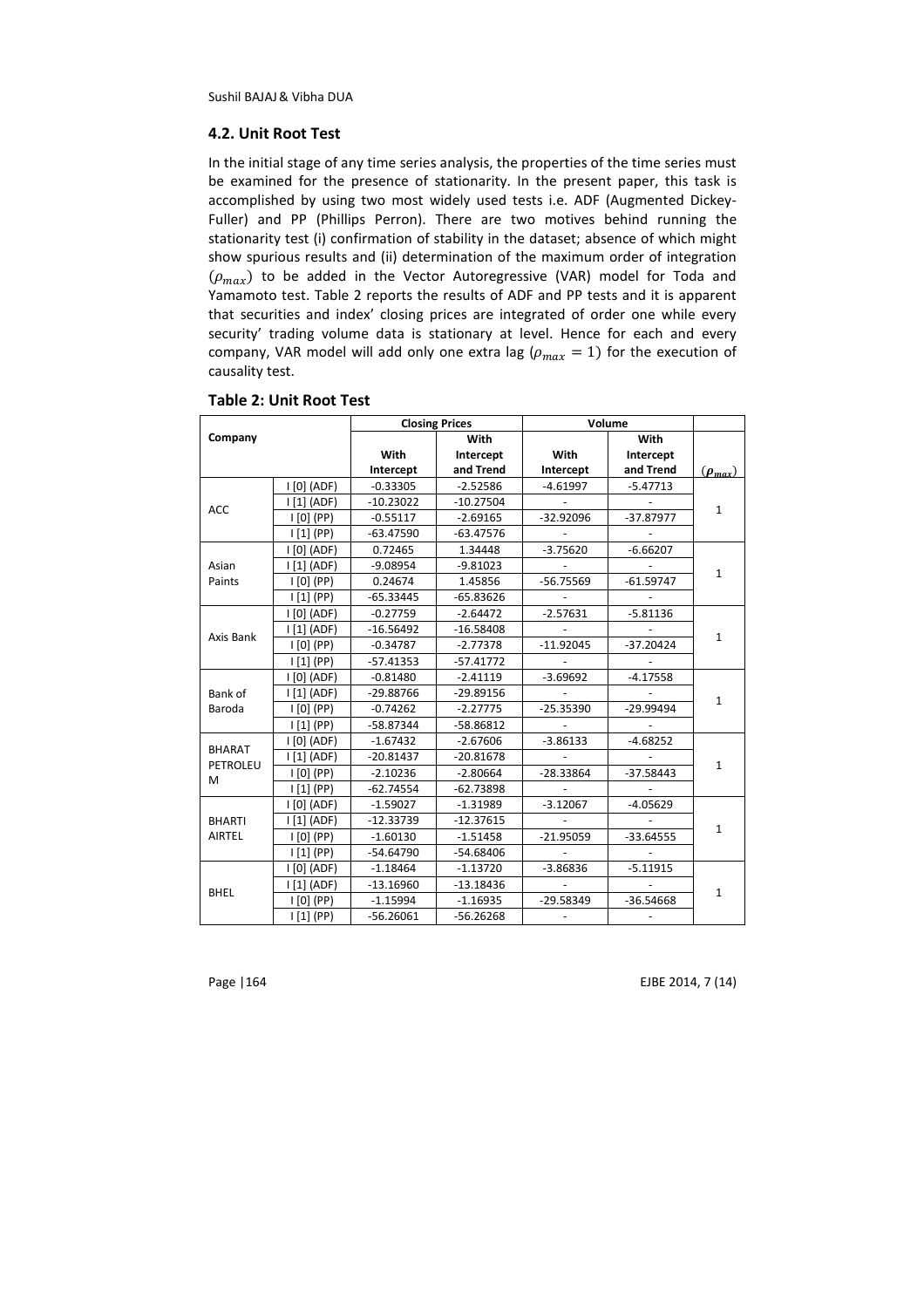### 4.2. Unit Root Test

In the initial stage of any time series analysis, the properties of the time series must be examined for the presence of stationarity. In the present paper, this task is accomplished by using two most widely used tests i.e. ADF (Augmented Dickey-Fuller) and PP (Phillips Perron). There are two motives behind running the stationarity test (i) confirmation of stability in the dataset; absence of which might show spurious results and (ii) determination of the maximum order of integration ($\rho_{max}$) to be added in the Vector Autoregressive (VAR) model for Toda and Yamamoto test. Table 2 reports the results of ADF and PP tests and it is apparent that securities and index' closing prices are integrated of order one while every security' trading volume data is stationary at level. Hence for each and every company, VAR model will add only one extra lag ($\rho_{max} = 1$) for the execution of causality test.

**Table 2: Unit Root Test**

| Company | | Closing Prices | | Volume | | |
|---|---|---|---|---|---|---|
| | | With Intercept | With Intercept and Trend | With Intercept | With Intercept and Trend | ($\rho_{max}$) |
| ACC | I [0] (ADF) | -0.33305 | -2.52586 | -4.61997 | -5.47713 | 1 |
| | I [1] (ADF) | -10.23022 | -10.27504 | - | - | |
| | I [0] (PP) | -0.55117 | -2.69165 | -32.92096 | -37.87977 | |
| | I [1] (PP) | -63.47590 | -63.47576 | - | - | |
| Asian Paints | I [0] (ADF) | 0.72465 | 1.34448 | -3.75620 | -6.66207 | 1 |
| | I [1] (ADF) | -9.08954 | -9.81023 | - | - | |
| | I [0] (PP) | 0.24674 | 1.45856 | -56.75569 | -61.59747 | |
| | I [1] (PP) | -65.33445 | -65.83626 | - | - | |
| Axis Bank | I [0] (ADF) | -0.27759 | -2.64472 | -2.57631 | -5.81136 | 1 |
| | I [1] (ADF) | -16.56492 | -16.58408 | - | - | |
| | I [0] (PP) | -0.34787 | -2.77378 | -11.92045 | -37.20424 | |
| | I [1] (PP) | -57.41353 | -57.41772 | - | - | |
| Bank of Baroda | I [0] (ADF) | -0.81480 | -2.41119 | -3.69692 | -4.17558 | 1 |
| | I [1] (ADF) | -29.88766 | -29.89156 | - | - | |
| | I [0] (PP) | -0.74262 | -2.27775 | -25.35390 | -29.99494 | |
| | I [1] (PP) | -58.87344 | -58.86812 | - | - | |
| BHARAT PETROLEUM | I [0] (ADF) | -1.67432 | -2.67606 | -3.86133 | -4.68252 | 1 |
| | I [1] (ADF) | -20.81437 | -20.81678 | - | - | |
| | I [0] (PP) | -2.10236 | -2.80664 | -28.33864 | -37.58443 | |
| | I [1] (PP) | -62.74554 | -62.73898 | - | - | |
| BHARTI AIRTEL | I [0] (ADF) | -1.59027 | -1.31989 | -3.12067 | -4.05629 | 1 |
| | I [1] (ADF) | -12.33739 | -12.37615 | - | - | |
| | I [0] (PP) | -1.60130 | -1.51458 | -21.95059 | -33.64555 | |
| | I [1] (PP) | -54.64790 | -54.68406 | - | - | |
| BHEL | I [0] (ADF) | -1.18464 | -1.13720 | -3.86836 | -5.11915 | 1 |
| | I [1] (ADF) | -13.16960 | -13.18436 | - | - | |
| | I [0] (PP) | -1.15994 | -1.16935 | -29.58349 | -36.54668 | |
| | I [1] (PP) | -56.26061 | -56.26268 | - | - | |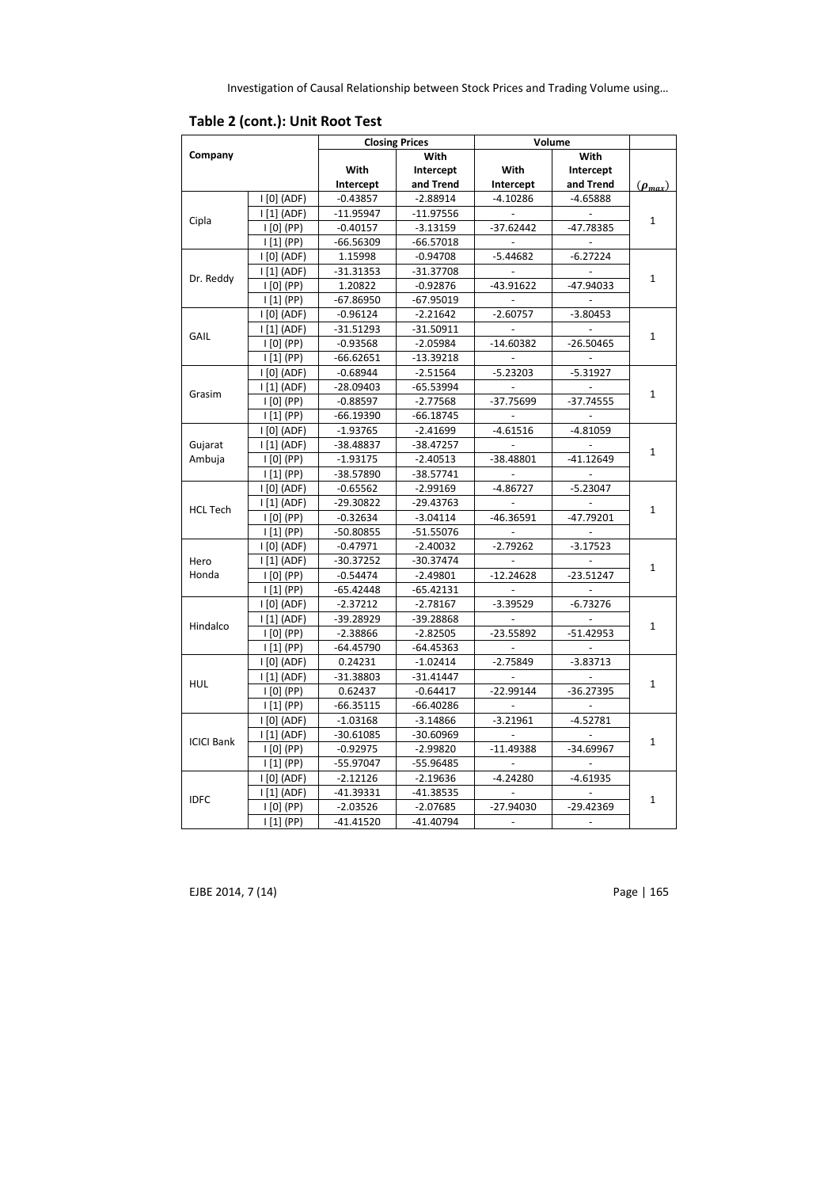**Table 2 (cont.): Unit Root Test**

| Company | | Closing Prices | | Volume | | |
|---|---|---|---|---|---|---|
| | | With Intercept | With Intercept and Trend | With Intercept | With Intercept and Trend | $(\rho_{max})$ |
| Cipla | I [0] (ADF) | -0.43857 | -2.88914 | -4.10286 | -4.65888 | 1 |
| | I [1] (ADF) | -11.95947 | -11.97556 | - | - | |
| | I [0] (PP) | -0.40157 | -3.13159 | -37.62442 | -47.78385 | |
| | I [1] (PP) | -66.56309 | -66.57018 | - | - | |
| Dr. Reddy | I [0] (ADF) | 1.15998 | -0.94708 | -5.44682 | -6.27224 | 1 |
| | I [1] (ADF) | -31.31353 | -31.37708 | - | - | |
| | I [0] (PP) | 1.20822 | -0.92876 | -43.91622 | -47.94033 | |
| | I [1] (PP) | -67.86950 | -67.95019 | - | - | |
| GAIL | I [0] (ADF) | -0.96124 | -2.21642 | -2.60757 | -3.80453 | 1 |
| | I [1] (ADF) | -31.51293 | -31.50911 | - | - | |
| | I [0] (PP) | -0.93568 | -2.05984 | -14.60382 | -26.50465 | |
| | I [1] (PP) | -66.62651 | -13.39218 | - | - | |
| Grasim | I [0] (ADF) | -0.68944 | -2.51564 | -5.23203 | -5.31927 | 1 |
| | I [1] (ADF) | -28.09403 | -65.53994 | - | - | |
| | I [0] (PP) | -0.88597 | -2.77568 | -37.75699 | -37.74555 | |
| | I [1] (PP) | -66.19390 | -66.18745 | - | - | |
| Gujarat Ambuja | I [0] (ADF) | -1.93765 | -2.41699 | -4.61516 | -4.81059 | 1 |
| | I [1] (ADF) | -38.48837 | -38.47257 | - | - | |
| | I [0] (PP) | -1.93175 | -2.40513 | -38.48801 | -41.12649 | |
| | I [1] (PP) | -38.57890 | -38.57741 | - | - | |
| HCL Tech | I [0] (ADF) | -0.65562 | -2.99169 | -4.86727 | -5.23047 | 1 |
| | I [1] (ADF) | -29.30822 | -29.43763 | - | - | |
| | I [0] (PP) | -0.32634 | -3.04114 | -46.36591 | -47.79201 | |
| | I [1] (PP) | -50.80855 | -51.55076 | - | - | |
| Hero Honda | I [0] (ADF) | -0.47971 | -2.40032 | -2.79262 | -3.17523 | 1 |
| | I [1] (ADF) | -30.37252 | -30.37474 | - | - | |
| | I [0] (PP) | -0.54474 | -2.49801 | -12.24628 | -23.51247 | |
| | I [1] (PP) | -65.42448 | -65.42131 | - | - | |
| Hindalco | I [0] (ADF) | -2.37212 | -2.78167 | -3.39529 | -6.73276 | 1 |
| | I [1] (ADF) | -39.28929 | -39.28868 | - | - | |
| | I [0] (PP) | -2.38866 | -2.82505 | -23.55892 | -51.42953 | |
| | I [1] (PP) | -64.45790 | -64.45363 | - | - | |
| HUL | I [0] (ADF) | 0.24231 | -1.02414 | -2.75849 | -3.83713 | 1 |
| | I [1] (ADF) | -31.38803 | -31.41447 | - | - | |
| | I [0] (PP) | 0.62437 | -0.64417 | -22.99144 | -36.27395 | |
| | I [1] (PP) | -66.35115 | -66.40286 | - | - | |
| ICICI Bank | I [0] (ADF) | -1.03168 | -3.14866 | -3.21961 | -4.52781 | 1 |
| | I [1] (ADF) | -30.61085 | -30.60969 | - | - | |
| | I [0] (PP) | -0.92975 | -2.99820 | -11.49388 | -34.69967 | |
| | I [1] (PP) | -55.97047 | -55.96485 | - | - | |
| IDFC | I [0] (ADF) | -2.12126 | -2.19636 | -4.24280 | -4.61935 | 1 |
| | I [1] (ADF) | -41.39331 | -41.38535 | - | - | |
| | I [0] (PP) | -2.03526 | -2.07685 | -27.94030 | -29.42369 | |
| | I [1] (PP) | -41.41520 | -41.40794 | - | - | |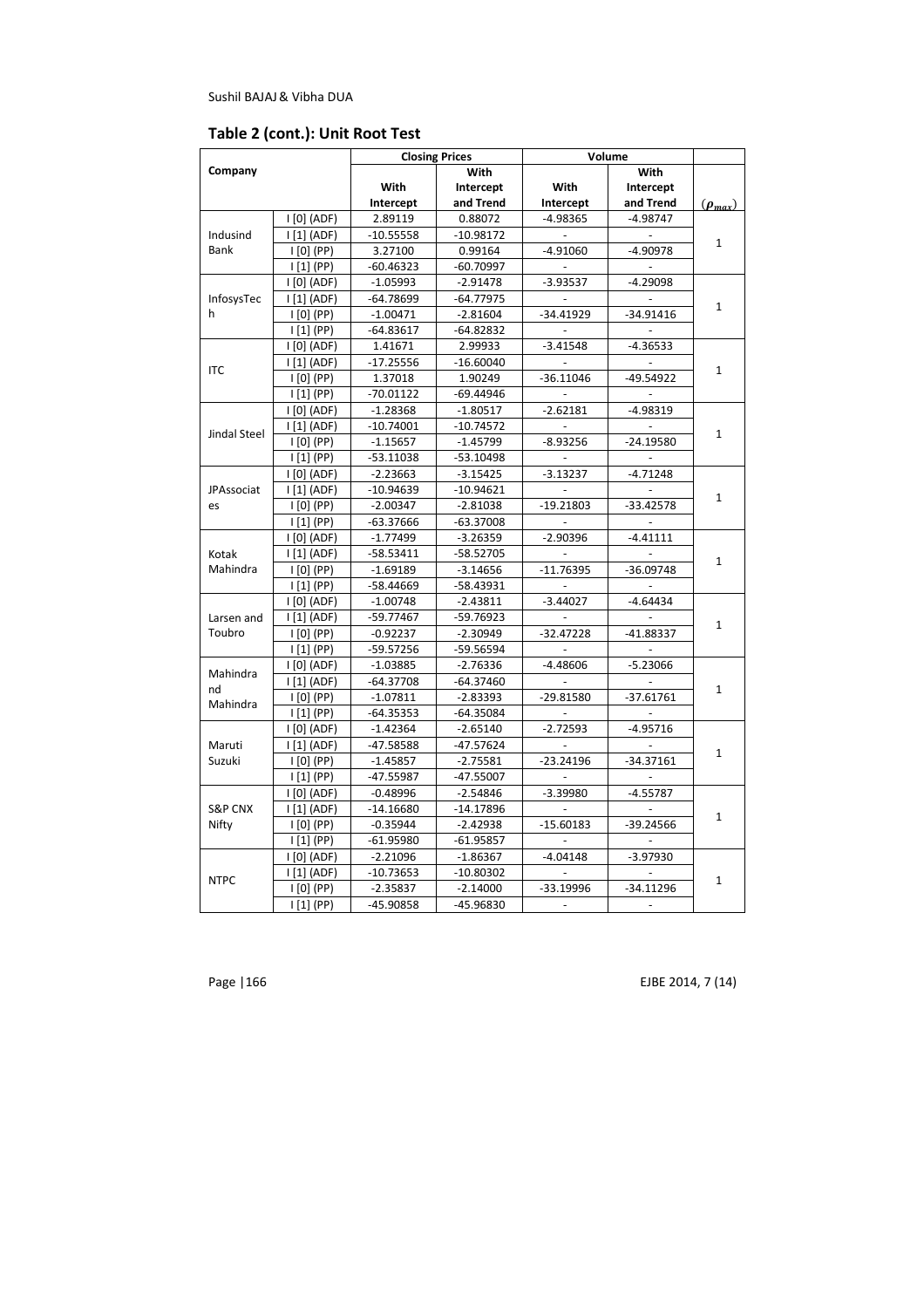## Table 2 (cont.): Unit Root Test

| Company | | Closing Prices | | Volume | | |
|---|---|---|---|---|---|---|
| | | With Intercept | With Intercept and Trend | With Intercept | With Intercept and Trend | $(\rho_{max})$ |
| Indusind Bank | I [0] (ADF) | 2.89119 | 0.88072 | -4.98365 | -4.98747 | 1 |
| | I [1] (ADF) | -10.55558 | -10.98172 | - | - | |
| | I [0] (PP) | 3.27100 | 0.99164 | -4.91060 | -4.90978 | |
| | I [1] (PP) | -60.46323 | -60.70997 | - | - | |
| InfosysTech | I [0] (ADF) | -1.05993 | -2.91478 | -3.93537 | -4.29098 | 1 |
| | I [1] (ADF) | -64.78699 | -64.77975 | - | - | |
| | I [0] (PP) | -1.00471 | -2.81604 | -34.41929 | -34.91416 | |
| | I [1] (PP) | -64.83617 | -64.82832 | - | - | |
| ITC | I [0] (ADF) | 1.41671 | 2.99933 | -3.41548 | -4.36533 | 1 |
| | I [1] (ADF) | -17.25556 | -16.60040 | - | - | |
| | I [0] (PP) | 1.37018 | 1.90249 | -36.11046 | -49.54922 | |
| | I [1] (PP) | -70.01122 | -69.44946 | - | - | |
| Jindal Steel | I [0] (ADF) | -1.28368 | -1.80517 | -2.62181 | -4.98319 | 1 |
| | I [1] (ADF) | -10.74001 | -10.74572 | - | - | |
| | I [0] (PP) | -1.15657 | -1.45799 | -8.93256 | -24.19580 | |
| | I [1] (PP) | -53.11038 | -53.10498 | - | - | |
| JPAssociates | I [0] (ADF) | -2.23663 | -3.15425 | -3.13237 | -4.71248 | 1 |
| | I [1] (ADF) | -10.94639 | -10.94621 | - | - | |
| | I [0] (PP) | -2.00347 | -2.81038 | -19.21803 | -33.42578 | |
| | I [1] (PP) | -63.37666 | -63.37008 | - | - | |
| Kotak Mahindra | I [0] (ADF) | -1.77499 | -3.26359 | -2.90396 | -4.41111 | 1 |
| | I [1] (ADF) | -58.53411 | -58.52705 | - | - | |
| | I [0] (PP) | -1.69189 | -3.14656 | -11.76395 | -36.09748 | |
| | I [1] (PP) | -58.44669 | -58.43931 | - | - | |
| Larsen and Toubro | I [0] (ADF) | -1.00748 | -2.43811 | -3.44027 | -4.64434 | 1 |
| | I [1] (ADF) | -59.77467 | -59.76923 | - | - | |
| | I [0] (PP) | -0.92237 | -2.30949 | -32.47228 | -41.88337 | |
| | I [1] (PP) | -59.57256 | -59.56594 | - | - | |
| Mahindra nd Mahindra | I [0] (ADF) | -1.03885 | -2.76336 | -4.48606 | -5.23066 | 1 |
| | I [1] (ADF) | -64.37708 | -64.37460 | - | - | |
| | I [0] (PP) | -1.07811 | -2.83393 | -29.81580 | -37.61761 | |
| | I [1] (PP) | -64.35353 | -64.35084 | - | - | |
| Maruti Suzuki | I [0] (ADF) | -1.42364 | -2.65140 | -2.72593 | -4.95716 | 1 |
| | I [1] (ADF) | -47.58588 | -47.57624 | - | - | |
| | I [0] (PP) | -1.45857 | -2.75581 | -23.24196 | -34.37161 | |
| | I [1] (PP) | -47.55987 | -47.55007 | - | - | |
| S&P CNX Nifty | I [0] (ADF) | -0.48996 | -2.54846 | -3.39980 | -4.55787 | 1 |
| | I [1] (ADF) | -14.16680 | -14.17896 | - | - | |
| | I [0] (PP) | -0.35944 | -2.42938 | -15.60183 | -39.24566 | |
| | I [1] (PP) | -61.95980 | -61.95857 | - | - | |
| NTPC | I [0] (ADF) | -2.21096 | -1.86367 | -4.04148 | -3.97930 | 1 |
| | I [1] (ADF) | -10.73653 | -10.80302 | - | - | |
| | I [0] (PP) | -2.35837 | -2.14000 | -33.19996 | -34.11296 | |
| | I [1] (PP) | -45.90858 | -45.96830 | - | - | |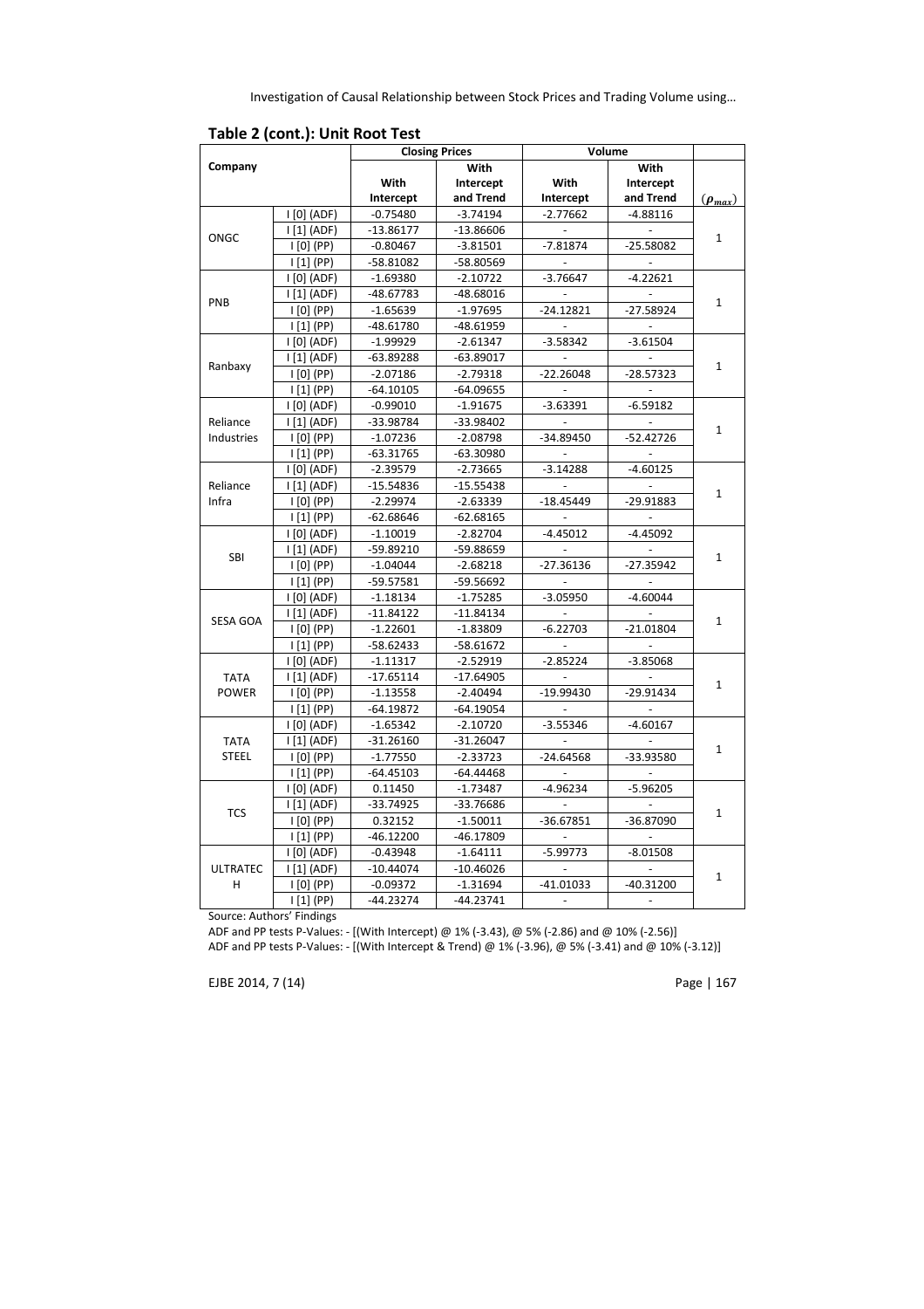**Table 2 (cont.): Unit Root Test**

| Company | | Closing Prices | | Volume | | |
|---|---|---|---|---|---|---|
| | | With Intercept | With Intercept and Trend | With Intercept | With Intercept and Trend | $(\rho_{max})$ |
| ONGC | I [0] (ADF) | -0.75480 | -3.74194 | -2.77662 | -4.88116 | 1 |
| | I [1] (ADF) | -13.86177 | -13.86606 | - | - | |
| | I [0] (PP) | -0.80467 | -3.81501 | -7.81874 | -25.58082 | |
| | I [1] (PP) | -58.81082 | -58.80569 | - | - | |
| PNB | I [0] (ADF) | -1.69380 | -2.10722 | -3.76647 | -4.22621 | 1 |
| | I [1] (ADF) | -48.67783 | -48.68016 | - | - | |
| | I [0] (PP) | -1.65639 | -1.97695 | -24.12821 | -27.58924 | |
| | I [1] (PP) | -48.61780 | -48.61959 | - | - | |
| Ranbaxy | I [0] (ADF) | -1.99929 | -2.61347 | -3.58342 | -3.61504 | 1 |
| | I [1] (ADF) | -63.89288 | -63.89017 | - | - | |
| | I [0] (PP) | -2.07186 | -2.79318 | -22.26048 | -28.57323 | |
| | I [1] (PP) | -64.10105 | -64.09655 | - | - | |
| Reliance Industries | I [0] (ADF) | -0.99010 | -1.91675 | -3.63391 | -6.59182 | 1 |
| | I [1] (ADF) | -33.98784 | -33.98402 | - | - | |
| | I [0] (PP) | -1.07236 | -2.08798 | -34.89450 | -52.42726 | |
| | I [1] (PP) | -63.31765 | -63.30980 | - | - | |
| Reliance Infra | I [0] (ADF) | -2.39579 | -2.73665 | -3.14288 | -4.60125 | 1 |
| | I [1] (ADF) | -15.54836 | -15.55438 | - | - | |
| | I [0] (PP) | -2.29974 | -2.63339 | -18.45449 | -29.91883 | |
| | I [1] (PP) | -62.68646 | -62.68165 | - | - | |
| SBI | I [0] (ADF) | -1.10019 | -2.82704 | -4.45012 | -4.45092 | 1 |
| | I [1] (ADF) | -59.89210 | -59.88659 | - | - | |
| | I [0] (PP) | -1.04044 | -2.68218 | -27.36136 | -27.35942 | |
| | I [1] (PP) | -59.57581 | -59.56692 | - | - | |
| SESA GOA | I [0] (ADF) | -1.18134 | -1.75285 | -3.05950 | -4.60044 | 1 |
| | I [1] (ADF) | -11.84122 | -11.84134 | - | - | |
| | I [0] (PP) | -1.22601 | -1.83809 | -6.22703 | -21.01804 | |
| | I [1] (PP) | -58.62433 | -58.61672 | - | - | |
| TATA POWER | I [0] (ADF) | -1.11317 | -2.52919 | -2.85224 | -3.85068 | 1 |
| | I [1] (ADF) | -17.65114 | -17.64905 | - | - | |
| | I [0] (PP) | -1.13558 | -2.40494 | -19.99430 | -29.91434 | |
| | I [1] (PP) | -64.19872 | -64.19054 | - | - | |
| TATA STEEL | I [0] (ADF) | -1.65342 | -2.10720 | -3.55346 | -4.60167 | 1 |
| | I [1] (ADF) | -31.26160 | -31.26047 | - | - | |
| | I [0] (PP) | -1.77550 | -2.33723 | -24.64568 | -33.93580 | |
| | I [1] (PP) | -64.45103 | -64.44468 | - | - | |
| TCS | I [0] (ADF) | 0.11450 | -1.73487 | -4.96234 | -5.96205 | 1 |
| | I [1] (ADF) | -33.74925 | -33.76686 | - | - | |
| | I [0] (PP) | 0.32152 | -1.50011 | -36.67851 | -36.87090 | |
| | I [1] (PP) | -46.12200 | -46.17809 | - | - | |
| ULTRATECH | I [0] (ADF) | -0.43948 | -1.64111 | -5.99773 | -8.01508 | 1 |
| | I [1] (ADF) | -10.44074 | -10.46026 | - | - | |
| | I [0] (PP) | -0.09372 | -1.31694 | -41.01033 | -40.31200 | |
| | I [1] (PP) | -44.23274 | -44.23741 | - | - | |

Source: Authors' Findings

ADF and PP tests P-Values: - [(With Intercept) @ 1% (-3.43), @ 5% (-2.86) and @ 10% (-2.56)]

ADF and PP tests P-Values: - [(With Intercept & Trend) @ 1% (-3.96), @ 5% (-3.41) and @ 10% (-3.12)]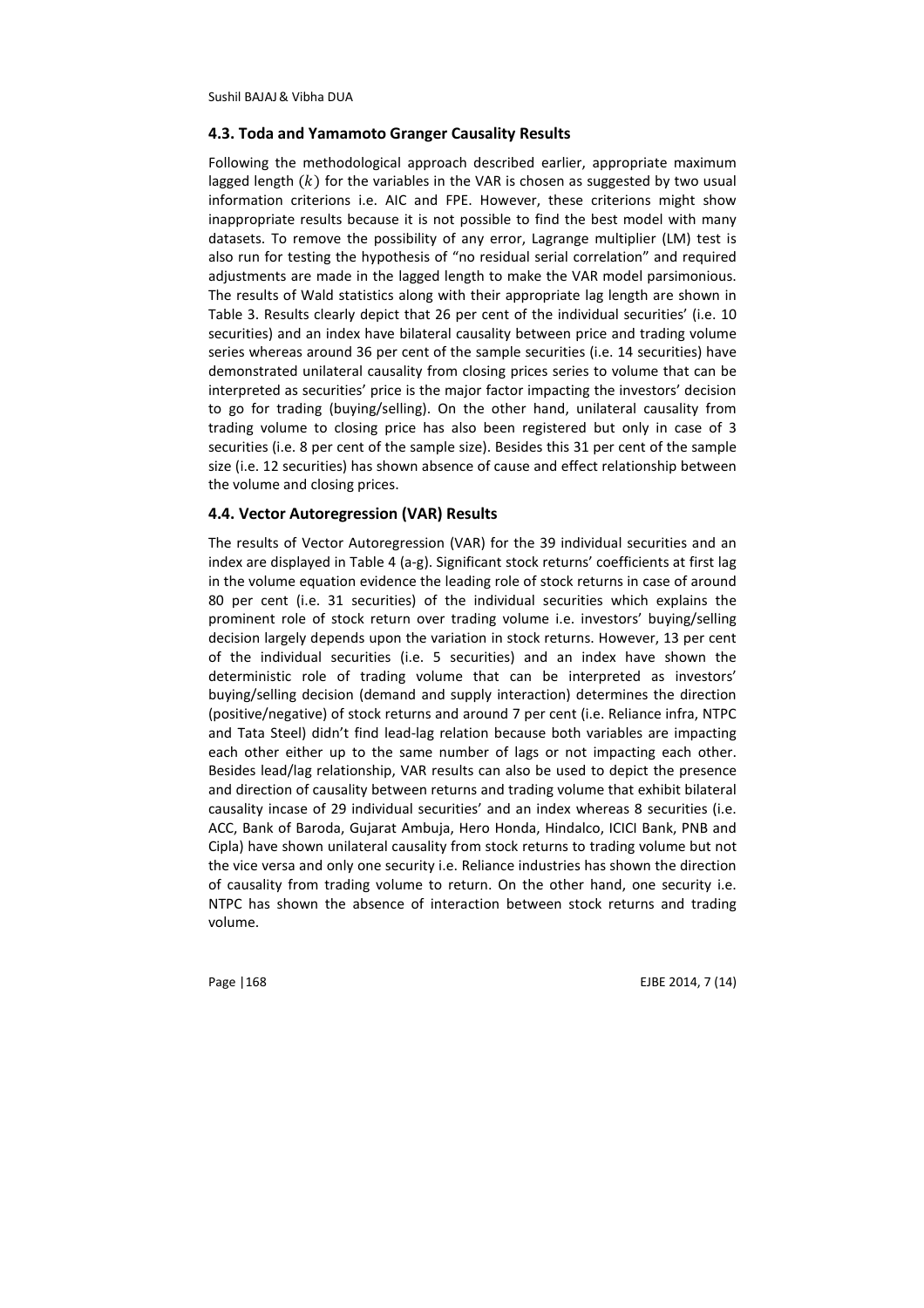### 4.3. Toda and Yamamoto Granger Causality Results

Following the methodological approach described earlier, appropriate maximum lagged length ($k$) for the variables in the VAR is chosen as suggested by two usual information criterions i.e. AIC and FPE. However, these criterions might show inappropriate results because it is not possible to find the best model with many datasets. To remove the possibility of any error, Lagrange multiplier (LM) test is also run for testing the hypothesis of "no residual serial correlation" and required adjustments are made in the lagged length to make the VAR model parsimonious. The results of Wald statistics along with their appropriate lag length are shown in Table 3. Results clearly depict that 26 per cent of the individual securities' (i.e. 10 securities) and an index have bilateral causality between price and trading volume series whereas around 36 per cent of the sample securities (i.e. 14 securities) have demonstrated unilateral causality from closing prices series to volume that can be interpreted as securities' price is the major factor impacting the investors' decision to go for trading (buying/selling). On the other hand, unilateral causality from trading volume to closing price has also been registered but only in case of 3 securities (i.e. 8 per cent of the sample size). Besides this 31 per cent of the sample size (i.e. 12 securities) has shown absence of cause and effect relationship between the volume and closing prices.

### 4.4. Vector Autoregression (VAR) Results

The results of Vector Autoregression (VAR) for the 39 individual securities and an index are displayed in Table 4 (a-g). Significant stock returns' coefficients at first lag in the volume equation evidence the leading role of stock returns in case of around 80 per cent (i.e. 31 securities) of the individual securities which explains the prominent role of stock return over trading volume i.e. investors' buying/selling decision largely depends upon the variation in stock returns. However, 13 per cent of the individual securities (i.e. 5 securities) and an index have shown the deterministic role of trading volume that can be interpreted as investors' buying/selling decision (demand and supply interaction) determines the direction (positive/negative) of stock returns and around 7 per cent (i.e. Reliance infra, NTPC and Tata Steel) didn't find lead-lag relation because both variables are impacting each other either up to the same number of lags or not impacting each other. Besides lead/lag relationship, VAR results can also be used to depict the presence and direction of causality between returns and trading volume that exhibit bilateral causality incase of 29 individual securities' and an index whereas 8 securities (i.e. ACC, Bank of Baroda, Gujarat Ambuja, Hero Honda, Hindalco, ICICI Bank, PNB and Cipla) have shown unilateral causality from stock returns to trading volume but not the vice versa and only one security i.e. Reliance industries has shown the direction of causality from trading volume to return. On the other hand, one security i.e. NTPC has shown the absence of interaction between stock returns and trading volume.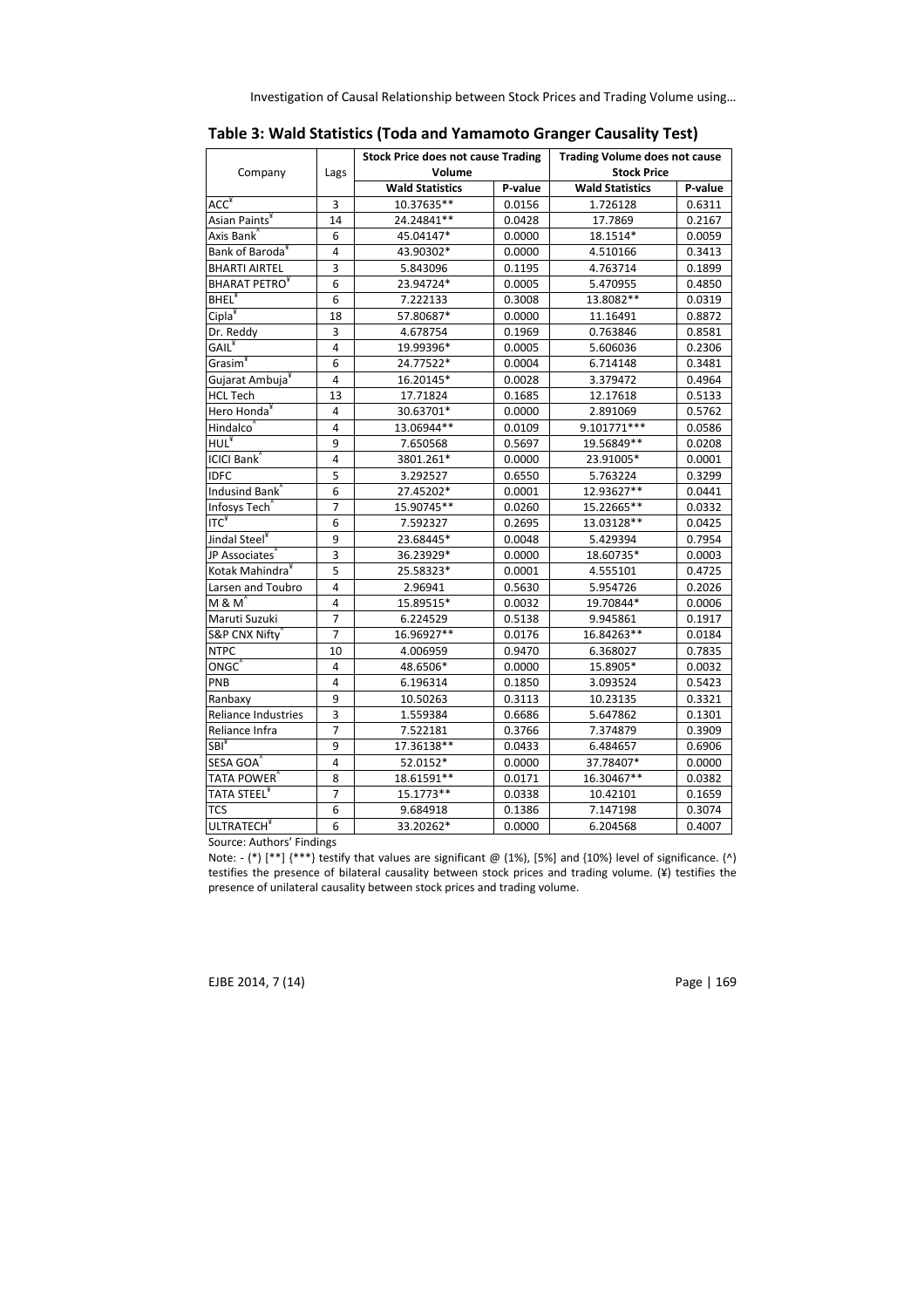**Table 3: Wald Statistics (Toda and Yamamoto Granger Causality Test)**

| Company | Lags | Stock Price does not cause Trading Volume | | Trading Volume does not cause Stock Price | |
|---|---|---|---|---|---|
| | | Wald Statistics | P-value | Wald Statistics | P-value |
| ACC[¥] | 3 | 10.37635** | 0.0156 | 1.726128 | 0.6311 |
| Asian Paints[¥] | 14 | 24.24841** | 0.0428 | 17.7869 | 0.2167 |
| Axis Bank[^] | 6 | 45.04147* | 0.0000 | 18.1514* | 0.0059 |
| Bank of Baroda[¥] | 4 | 43.90302* | 0.0000 | 4.510166 | 0.3413 |
| BHARTI AIRTEL | 3 | 5.843096 | 0.1195 | 4.763714 | 0.1899 |
| BHARAT PETRO[¥] | 6 | 23.94724* | 0.0005 | 5.470955 | 0.4850 |
| BHEL[¥] | 6 | 7.222133 | 0.3008 | 13.8082** | 0.0319 |
| Cipla[¥] | 18 | 57.80687* | 0.0000 | 11.16491 | 0.8872 |
| Dr. Reddy | 3 | 4.678754 | 0.1969 | 0.763846 | 0.8581 |
| GAIL[¥] | 4 | 19.99396* | 0.0005 | 5.606036 | 0.2306 |
| Grasim[¥] | 6 | 24.77522* | 0.0004 | 6.714148 | 0.3481 |
| Gujarat Ambuja[¥] | 4 | 16.20145* | 0.0028 | 3.379472 | 0.4964 |
| HCL Tech | 13 | 17.71824 | 0.1685 | 12.17618 | 0.5133 |
| Hero Honda[¥] | 4 | 30.63701* | 0.0000 | 2.891069 | 0.5762 |
| Hindalco[^] | 4 | 13.06944** | 0.0109 | 9.101771*** | 0.0586 |
| HUL[¥] | 9 | 7.650568 | 0.5697 | 19.56849** | 0.0208 |
| ICICI Bank[^] | 4 | 3801.261* | 0.0000 | 23.91005* | 0.0001 |
| IDFC | 5 | 3.292527 | 0.6550 | 5.763224 | 0.3299 |
| Indusind Bank[^] | 6 | 27.45202* | 0.0001 | 12.93627** | 0.0441 |
| Infosys Tech[^] | 7 | 15.90745** | 0.0260 | 15.22665** | 0.0332 |
| ITC[¥] | 6 | 7.592327 | 0.2695 | 13.03128** | 0.0425 |
| Jindal Steel[¥] | 9 | 23.68445* | 0.0048 | 5.429394 | 0.7954 |
| JP Associates[^] | 3 | 36.23929* | 0.0000 | 18.60735* | 0.0003 |
| Kotak Mahindra[¥] | 5 | 25.58323* | 0.0001 | 4.555101 | 0.4725 |
| Larsen and Toubro | 4 | 2.96941 | 0.5630 | 5.954726 | 0.2026 |
| M & M[^] | 4 | 15.89515* | 0.0032 | 19.70844* | 0.0006 |
| Maruti Suzuki | 7 | 6.224529 | 0.5138 | 9.945861 | 0.1917 |
| S&P CNX Nifty[^] | 7 | 16.96927** | 0.0176 | 16.84263** | 0.0184 |
| NTPC | 10 | 4.006959 | 0.9470 | 6.368027 | 0.7835 |
| ONGC[^] | 4 | 48.6506* | 0.0000 | 15.8905* | 0.0032 |
| PNB | 4 | 6.196314 | 0.1850 | 3.093524 | 0.5423 |
| Ranbaxy | 9 | 10.50263 | 0.3113 | 10.23135 | 0.3321 |
| Reliance Industries | 3 | 1.559384 | 0.6686 | 5.647862 | 0.1301 |
| Reliance Infra | 7 | 7.522181 | 0.3766 | 7.374879 | 0.3909 |
| SBI[¥] | 9 | 17.36138** | 0.0433 | 6.484657 | 0.6906 |
| SESA GOA[^] | 4 | 52.0152* | 0.0000 | 37.78407* | 0.0000 |
| TATA POWER[^] | 8 | 18.61591** | 0.0171 | 16.30467** | 0.0382 |
| TATA STEEL[¥] | 7 | 15.1773** | 0.0338 | 10.42101 | 0.1659 |
| TCS | 6 | 9.684918 | 0.1386 | 7.147198 | 0.3074 |
| ULTRATECH[¥] | 6 | 33.20262* | 0.0000 | 6.204568 | 0.4007 |

Source: Authors' Findings

Note: - (*) [**] {***} testify that values are significant @ (1%), [5%] and {10%} level of significance. (^) testifies the presence of bilateral causality between stock prices and trading volume. (¥) testifies the presence of unilateral causality between stock prices and trading volume.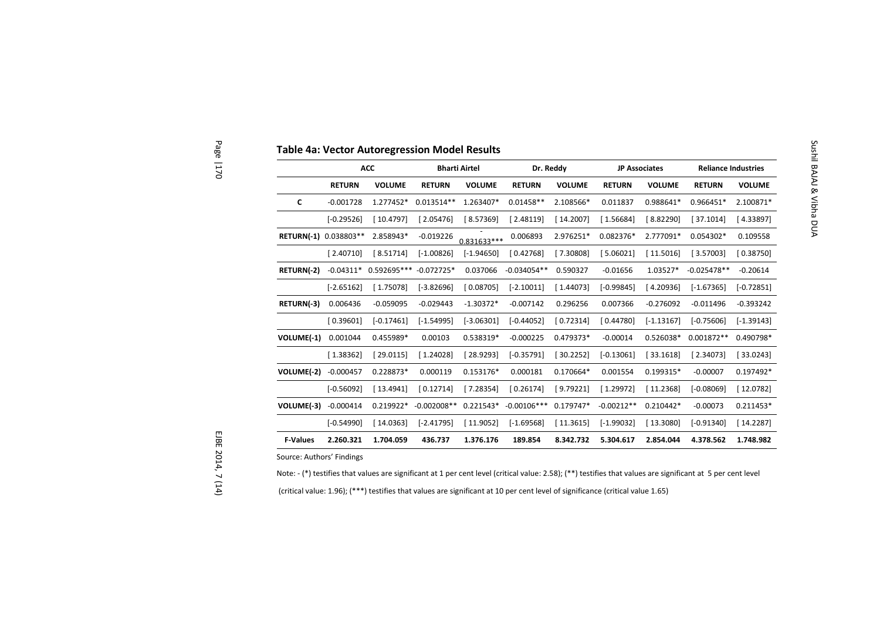**Table 4a: Vector Autoregression Model Results**

| | ACC | | Bharti Airtel | | Dr. Reddy | | JP Associates | | Reliance Industries | |
|---|---|---|---|---|---|---|---|---|---|---|
| | **RETURN** | **VOLUME** | **RETURN** | **VOLUME** | **RETURN** | **VOLUME** | **RETURN** | **VOLUME** | **RETURN** | **VOLUME** |
| **C** | -0.001728 | 1.277452* | 0.013514** | 1.263407* | 0.01458** | 2.108566* | 0.011837 | 0.988641* | 0.966451* | 2.100871* |
| | [-0.29526] | [ 10.4797] | [ 2.05476] | [ 8.57369] | [ 2.48119] | [ 14.2007] | [ 1.56684] | [ 8.82290] | [ 37.1014] | [ 4.33897] |
| **RETURN(-1)** | 0.038803** | 2.858943* | -0.019226 | -0.831633*** | 0.006893 | 2.976251* | 0.082376* | 2.777091* | 0.054302* | 0.109558 |
| | [ 2.40710] | [ 8.51714] | [-1.00826] | [-1.94650] | [ 0.42768] | [ 7.30808] | [ 5.06021] | [ 11.5016] | [ 3.57003] | [ 0.38750] |
| **RETURN(-2)** | -0.04311* | 0.592695*** | -0.072725* | 0.037066 | -0.034054** | 0.590327 | -0.01656 | 1.03527* | -0.025478** | -0.20614 |
| | [-2.65162] | [ 1.75078] | [-3.82696] | [ 0.08705] | [-2.10011] | [ 1.44073] | [-0.99845] | [ 4.20936] | [-1.67365] | [-0.72851] |
| **RETURN(-3)** | 0.006436 | -0.059095 | -0.029443 | -1.30372* | -0.007142 | 0.296256 | 0.007366 | -0.276092 | -0.011496 | -0.393242 |
| | [ 0.39601] | [-0.17461] | [-1.54995] | [-3.06301] | [-0.44052] | [ 0.72314] | [ 0.44780] | [-1.13167] | [-0.75606] | [-1.39143] |
| **VOLUME(-1)** | 0.001044 | 0.455989* | 0.00103 | 0.538319* | -0.000225 | 0.479373* | -0.00014 | 0.526038* | 0.001872** | 0.490798* |
| | [ 1.38362] | [ 29.0115] | [ 1.24028] | [ 28.9293] | [-0.35791] | [ 30.2252] | [-0.13061] | [ 33.1618] | [ 2.34073] | [ 33.0243] |
| **VOLUME(-2)** | -0.000457 | 0.228873* | 0.000119 | 0.153176* | 0.000181 | 0.170664* | 0.001554 | 0.199315* | -0.00007 | 0.197492* |
| | [-0.56092] | [ 13.4941] | [ 0.12714] | [ 7.28354] | [ 0.26174] | [ 9.79221] | [ 1.29972] | [ 11.2368] | [-0.08069] | [ 12.0782] |
| **VOLUME(-3)** | -0.000414 | 0.219922* | -0.002008** | 0.221543* | -0.00106*** | 0.179747* | -0.00212** | 0.210442* | -0.00073 | 0.211453* |
| | [-0.54990] | [ 14.0363] | [-2.41795] | [ 11.9052] | [-1.69568] | [ 11.3615] | [-1.99032] | [ 13.3080] | [-0.91340] | [ 14.2287] |
| **F-Values** | **2.260.321** | **1.704.059** | **436.737** | **1.376.176** | **189.854** | **8.342.732** | **5.304.617** | **2.854.044** | **4.378.562** | **1.748.982** |

Source: Authors' Findings

Note: - (*) testifies that values are significant at 1 per cent level (critical value: 2.58); (**) testifies that values are significant at 5 per cent level (critical value: 1.96); (***) testifies that values are significant at 10 per cent level of significance (critical value 1.65)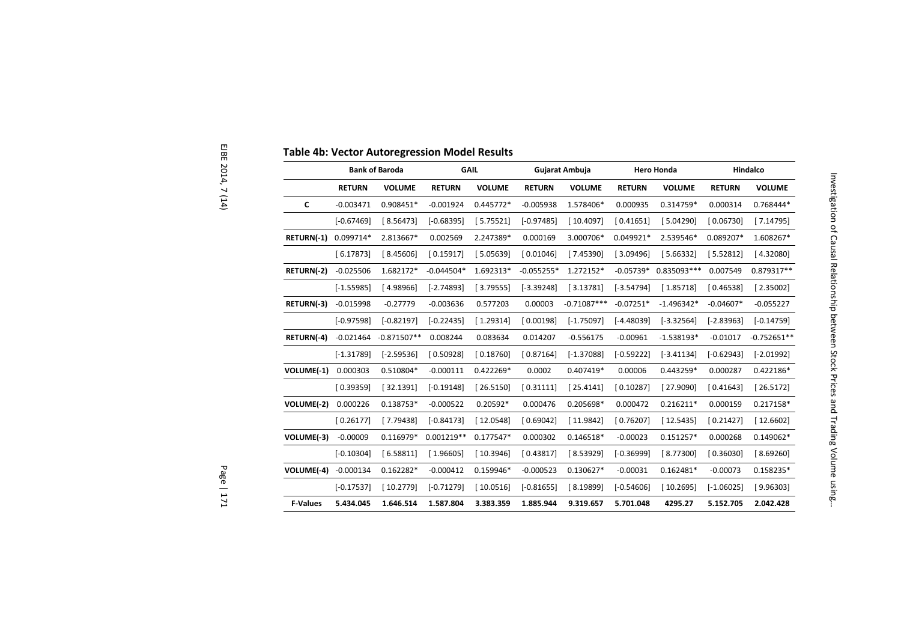**Table 4b: Vector Autoregression Model Results**

| | Bank of Baroda | | GAIL | | Gujarat Ambuja | | Hero Honda | | Hindalco | |
|---|---|---|---|---|---|---|---|---|---|---|
| | **RETURN** | **VOLUME** | **RETURN** | **VOLUME** | **RETURN** | **VOLUME** | **RETURN** | **VOLUME** | **RETURN** | **VOLUME** |
| **C** | -0.003471 | 0.908451* | -0.001924 | 0.445772* | -0.005938 | 1.578406* | 0.000935 | 0.314759* | 0.000314 | 0.768444* |
| | [-0.67469] | [ 8.56473] | [-0.68395] | [ 5.75521] | [-0.97485] | [ 10.4097] | [ 0.41651] | [ 5.04290] | [ 0.06730] | [ 7.14795] |
| **RETURN(-1)** | 0.099714* | 2.813667* | 0.002569 | 2.247389* | 0.000169 | 3.000706* | 0.049921* | 2.539546* | 0.089207* | 1.608267* |
| | [ 6.17873] | [ 8.45606] | [ 0.15917] | [ 5.05639] | [ 0.01046] | [ 7.45390] | [ 3.09496] | [ 5.66332] | [ 5.52812] | [ 4.32080] |
| **RETURN(-2)** | -0.025506 | 1.682172* | -0.044504* | 1.692313* | -0.055255* | 1.272152* | -0.05739* | 0.835093*** | 0.007549 | 0.879317** |
| | [-1.55985] | [ 4.98966] | [-2.74893] | [ 3.79555] | [-3.39248] | [ 3.13781] | [-3.54794] | [ 1.85718] | [ 0.46538] | [ 2.35002] |
| **RETURN(-3)** | -0.015998 | -0.27779 | -0.003636 | 0.577203 | 0.00003 | -0.71087*** | -0.07251* | -1.496342* | -0.04607* | -0.055227 |
| | [-0.97598] | [-0.82197] | [-0.22435] | [ 1.29314] | [ 0.00198] | [-1.75097] | [-4.48039] | [-3.32564] | [-2.83963] | [-0.14759] |
| **RETURN(-4)** | -0.021464 | -0.871507** | 0.008244 | 0.083634 | 0.014207 | -0.556175 | -0.00961 | -1.538193* | -0.01017 | -0.752651** |
| | [-1.31789] | [-2.59536] | [ 0.50928] | [ 0.18760] | [ 0.87164] | [-1.37088] | [-0.59222] | [-3.41134] | [-0.62943] | [-2.01992] |
| **VOLUME(-1)** | 0.000303 | 0.510804* | -0.000111 | 0.422269* | 0.0002 | 0.407419* | 0.00006 | 0.443259* | 0.000287 | 0.422186* |
| | [ 0.39359] | [ 32.1391] | [-0.19148] | [ 26.5150] | [ 0.31111] | [ 25.4141] | [ 0.10287] | [ 27.9090] | [ 0.41643] | [ 26.5172] |
| **VOLUME(-2)** | 0.000226 | 0.138753* | -0.000522 | 0.20592* | 0.000476 | 0.205698* | 0.000472 | 0.216211* | 0.000159 | 0.217158* |
| | [ 0.26177] | [ 7.79438] | [-0.84173] | [ 12.0548] | [ 0.69042] | [ 11.9842] | [ 0.76207] | [ 12.5435] | [ 0.21427] | [ 12.6602] |
| **VOLUME(-3)** | -0.00009 | 0.116979* | 0.001219** | 0.177547* | 0.000302 | 0.146518* | -0.00023 | 0.151257* | 0.000268 | 0.149062* |
| | [-0.10304] | [ 6.58811] | [ 1.96605] | [ 10.3946] | [ 0.43817] | [ 8.53929] | [-0.36999] | [ 8.77300] | [ 0.36030] | [ 8.69260] |
| **VOLUME(-4)** | -0.000134 | 0.162282* | -0.000412 | 0.159946* | -0.000523 | 0.130627* | -0.00031 | 0.162481* | -0.00073 | 0.158235* |
| | [-0.17537] | [ 10.2779] | [-0.71279] | [ 10.0516] | [-0.81655] | [ 8.19899] | [-0.54606] | [ 10.2695] | [-1.06025] | [ 9.96303] |
| **F-Values** | **5.434.045** | **1.646.514** | **1.587.804** | **3.383.359** | **1.885.944** | **9.319.657** | **5.701.048** | **4295.27** | **5.152.705** | **2.042.428** |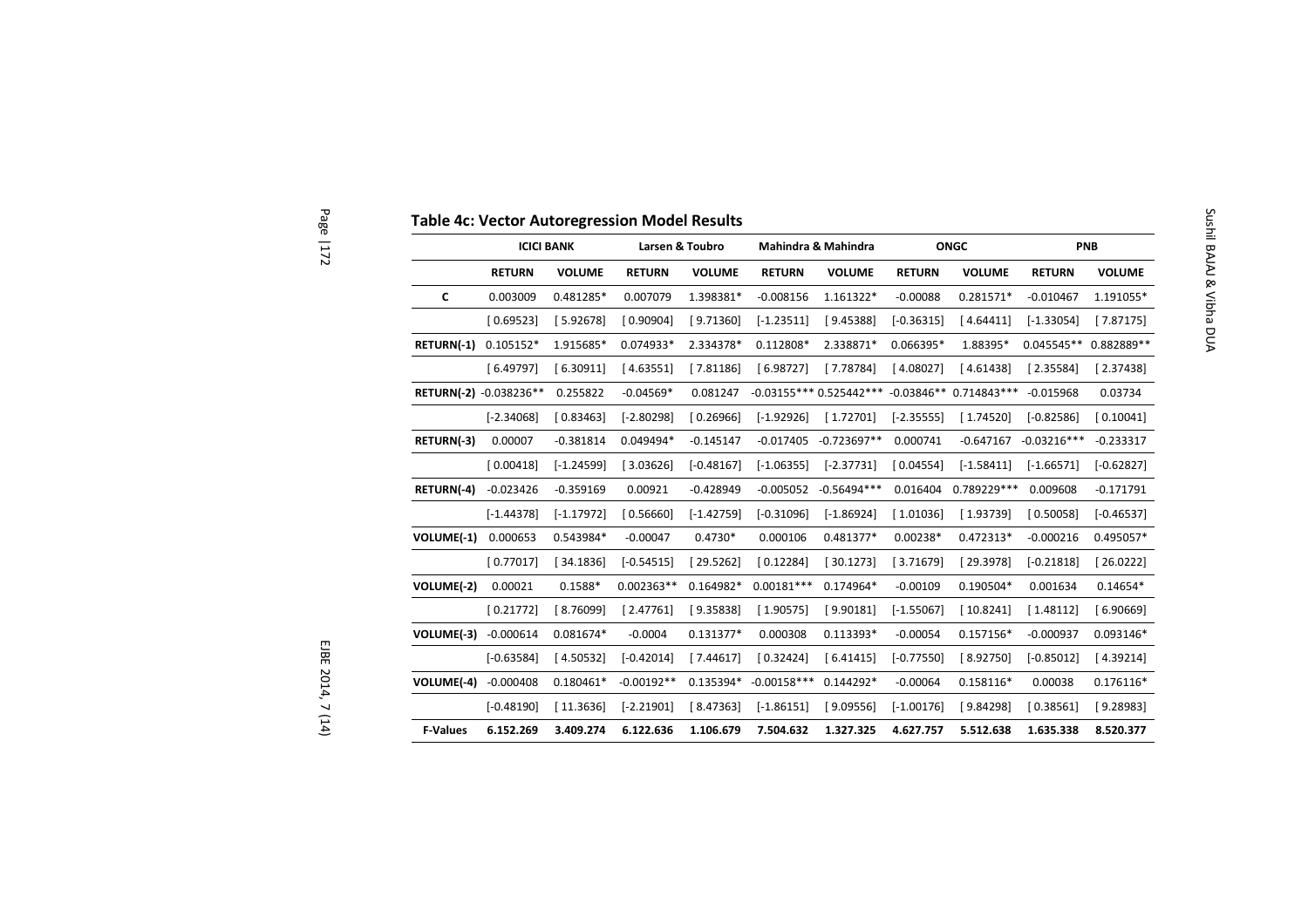**Table 4c: Vector Autoregression Model Results**

| | ICICI BANK | | Larsen & Toubro | | Mahindra & Mahindra | | ONGC | | PNB | |
|---|---|---|---|---|---|---|---|---|---|---|
| | RETURN | VOLUME | RETURN | VOLUME | RETURN | VOLUME | RETURN | VOLUME | RETURN | VOLUME |
| **C** | 0.003009 | 0.481285* | 0.007079 | 1.398381* | -0.008156 | 1.161322* | -0.00088 | 0.281571* | -0.010467 | 1.191055* |
| | [ 0.69523] | [ 5.92678] | [ 0.90904] | [ 9.71360] | [-1.23511] | [ 9.45388] | [-0.36315] | [ 4.64411] | [-1.33054] | [ 7.87175] |
| **RETURN(-1)** | 0.105152* | 1.915685* | 0.074933* | 2.334378* | 0.112808* | 2.338871* | 0.066395* | 1.88395* | 0.045545** | 0.882889** |
| | [ 6.49797] | [ 6.30911] | [ 4.63551] | [ 7.81186] | [ 6.98727] | [ 7.78784] | [ 4.08027] | [ 4.61438] | [ 2.35584] | [ 2.37438] |
| **RETURN(-2)** | -0.038236** | 0.255822 | -0.04569* | 0.081247 | -0.03155*** | 0.525442*** | -0.03846** | 0.714843*** | -0.015968 | 0.03734 |
| | [-2.34068] | [ 0.83463] | [-2.80298] | [ 0.26966] | [-1.92926] | [ 1.72701] | [-2.35555] | [ 1.74520] | [-0.82586] | [ 0.10041] |
| **RETURN(-3)** | 0.00007 | -0.381814 | 0.049494* | -0.145147 | -0.017405 | -0.723697** | 0.000741 | -0.647167 | -0.03216*** | -0.233317 |
| | [ 0.00418] | [-1.24599] | [ 3.03626] | [-0.48167] | [-1.06355] | [-2.37731] | [ 0.04554] | [-1.58411] | [-1.66571] | [-0.62827] |
| **RETURN(-4)** | -0.023426 | -0.359169 | 0.00921 | -0.428949 | -0.005052 | -0.56494*** | 0.016404 | 0.789229*** | 0.009608 | -0.171791 |
| | [-1.44378] | [-1.17972] | [ 0.56660] | [-1.42759] | [-0.31096] | [-1.86924] | [ 1.01036] | [ 1.93739] | [ 0.50058] | [-0.46537] |
| **VOLUME(-1)** | 0.000653 | 0.543984* | -0.00047 | 0.4730* | 0.000106 | 0.481377* | 0.00238* | 0.472313* | -0.000216 | 0.495057* |
| | [ 0.77017] | [ 34.1836] | [-0.54515] | [ 29.5262] | [ 0.12284] | [ 30.1273] | [ 3.71679] | [ 29.3978] | [-0.21818] | [ 26.0222] |
| **VOLUME(-2)** | 0.00021 | 0.1588* | 0.002363** | 0.164982* | 0.00181*** | 0.174964* | -0.00109 | 0.190504* | 0.001634 | 0.14654* |
| | [ 0.21772] | [ 8.76099] | [ 2.47761] | [ 9.35838] | [ 1.90575] | [ 9.90181] | [-1.55067] | [ 10.8241] | [ 1.48112] | [ 6.90669] |
| **VOLUME(-3)** | -0.000614 | 0.081674* | -0.0004 | 0.131377* | 0.000308 | 0.113393* | -0.00054 | 0.157156* | -0.000937 | 0.093146* |
| | [-0.63584] | [ 4.50532] | [-0.42014] | [ 7.44617] | [ 0.32424] | [ 6.41415] | [-0.77550] | [ 8.92750] | [-0.85012] | [ 4.39214] |
| **VOLUME(-4)** | -0.000408 | 0.180461* | -0.00192** | 0.135394* | -0.00158*** | 0.144292* | -0.00064 | 0.158116* | 0.00038 | 0.176116* |
| | [-0.48190] | [ 11.3636] | [-2.21901] | [ 8.47363] | [-1.86151] | [ 9.09556] | [-1.00176] | [ 9.84298] | [ 0.38561] | [ 9.28983] |
| **F-Values** | **6.152.269** | **3.409.274** | **6.122.636** | **1.106.679** | **7.504.632** | **1.327.325** | **4.627.757** | **5.512.638** | **1.635.338** | **8.520.377** |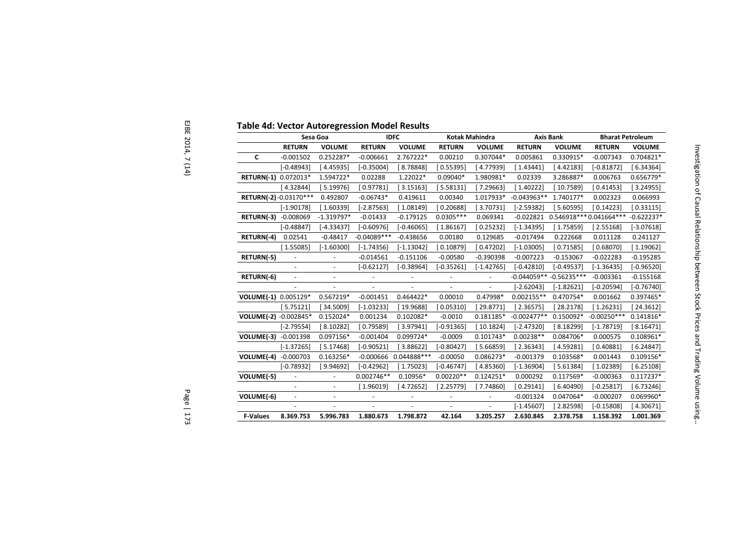## Table 4d: Vector Autoregression Model Results

| | Sesa Goa | | IDFC | | Kotak Mahindra | | Axis Bank | | Bharat Petroleum | |
|---|---|---|---|---|---|---|---|---|---|---|
| | **RETURN** | **VOLUME** | **RETURN** | **VOLUME** | **RETURN** | **VOLUME** | **RETURN** | **VOLUME** | **RETURN** | **VOLUME** |
| **C** | -0.001502 | 0.252287* | -0.006661 | 2.767222* | 0.00210 | 0.307044* | 0.005861 | 0.330915* | -0.007343 | 0.704821* |
| | [-0.48943] | [ 4.45935] | [-0.35004] | [ 8.78848] | [ 0.55395] | [ 4.77939] | [ 1.43441] | [ 4.42183] | [-0.81872] | [ 6.34364] |
| **RETURN(-1)** | 0.072013* | 1.594722* | 0.02288 | 1.22022* | 0.09040* | 1.980981* | 0.02339 | 3.286887* | 0.006763 | 0.656779* |
| | [ 4.32844] | [ 5.19976] | [ 0.97781] | [ 3.15163] | [ 5.58131] | [ 7.29663] | [ 1.40222] | [ 10.7589] | [ 0.41453] | [ 3.24955] |
| **RETURN(-2)** | -0.03170*** | 0.492807 | -0.06743* | 0.419611 | 0.00340 | 1.017933* | -0.043963** | 1.740177* | 0.002323 | 0.066993 |
| | [-1.90178] | [ 1.60339] | [-2.87563] | [ 1.08149] | [ 0.20688] | [ 3.70731] | [-2.59382] | [ 5.60595] | [ 0.14223] | [ 0.33115] |
| **RETURN(-3)** | -0.008069 | -1.319797* | -0.01433 | -0.179125 | 0.0305*** | 0.069341 | -0.022821 | 0.546918*** | 0.041664*** | -0.622237* |
| | [-0.48847] | [-4.33437] | [-0.60976] | [-0.46065] | [ 1.86167] | [ 0.25232] | [-1.34395] | [ 1.75859] | [ 2.55168] | [-3.07618] |
| **RETURN(-4)** | 0.02541 | -0.48417 | -0.04089*** | -0.438656 | 0.00180 | 0.129685 | -0.017494 | 0.222668 | 0.011128 | 0.241127 |
| | [ 1.55085] | [-1.60300] | [-1.74356] | [-1.13042] | [ 0.10879] | [ 0.47202] | [-1.03005] | [ 0.71585] | [ 0.68070] | [ 1.19062] |
| **RETURN(-5)** | - | - | -0.014561 | -0.151106 | -0.00580 | -0.390398 | -0.007223 | -0.153067 | -0.022283 | -0.195285 |
| | - | - | [-0.62127] | [-0.38964] | [-0.35261] | [-1.42765] | [-0.42810] | [-0.49537] | [-1.36435] | [-0.96520] |
| **RETURN(-6)** | - | - | - | - | - | - | -0.044059** | -0.56235*** | -0.003361 | -0.155168 |
| | - | - | - | - | - | - | [-2.62043] | [-1.82621] | [-0.20594] | [-0.76740] |
| **VOLUME(-1)** | 0.005129* | 0.567219* | -0.001451 | 0.464422* | 0.00010 | 0.47998* | 0.002155** | 0.470754* | 0.001662 | 0.397465* |
| | [ 5.75121] | [ 34.5009] | [-1.03233] | [ 19.9688] | [ 0.05310] | [ 29.8771] | [ 2.36575] | [ 28.2178] | [ 1.26231] | [ 24.3612] |
| **VOLUME(-2)** | -0.002845* | 0.152024* | 0.001234 | 0.102082* | -0.0010 | 0.181185* | -0.002477** | 0.150092* | -0.00250*** | 0.141816* |
| | [-2.79554] | [ 8.10282] | [ 0.79589] | [ 3.97941] | [-0.91365] | [ 10.1824] | [-2.47320] | [ 8.18299] | [-1.78719] | [ 8.16471] |
| **VOLUME(-3)** | -0.001398 | 0.097156* | -0.001404 | 0.099724* | -0.0009 | 0.101743* | 0.00238** | 0.084706* | 0.000575 | 0.108961* |
| | [-1.37265] | [ 5.17468] | [-0.90521] | [ 3.88622] | [-0.80427] | [ 5.66859] | [ 2.36343] | [ 4.59281] | [ 0.40881] | [ 6.24847] |
| **VOLUME(-4)** | -0.000703 | 0.163256* | -0.000666 | 0.044888*** | -0.00050 | 0.086273* | -0.001379 | 0.103568* | 0.001443 | 0.109156* |
| | [-0.78932] | [ 9.94692] | [-0.42962] | [ 1.75023] | [-0.46747] | [ 4.85360] | [-1.36904] | [ 5.61384] | [ 1.02389] | [ 6.25108] |
| **VOLUME(-5)** | - | - | 0.002746** | 0.10956* | 0.00220** | 0.124251* | 0.000292 | 0.117569* | -0.000363 | 0.117237* |
| | - | - | [ 1.96019] | [ 4.72652] | [ 2.25779] | [ 7.74860] | [ 0.29141] | [ 6.40490] | [-0.25817] | [ 6.73246] |
| **VOLUME(-6)** | - | - | - | - | - | - | -0.001324 | 0.047064* | -0.000207 | 0.069960* |
| | - | - | - | - | - | - | [-1.45607] | [ 2.82598] | [-0.15808] | [ 4.30671] |
| **F-Values** | **8.369.753** | **5.996.783** | **1.880.673** | **1.798.872** | **42.164** | **3.205.257** | **2.630.845** | **2.378.758** | **1.158.392** | **1.001.369** |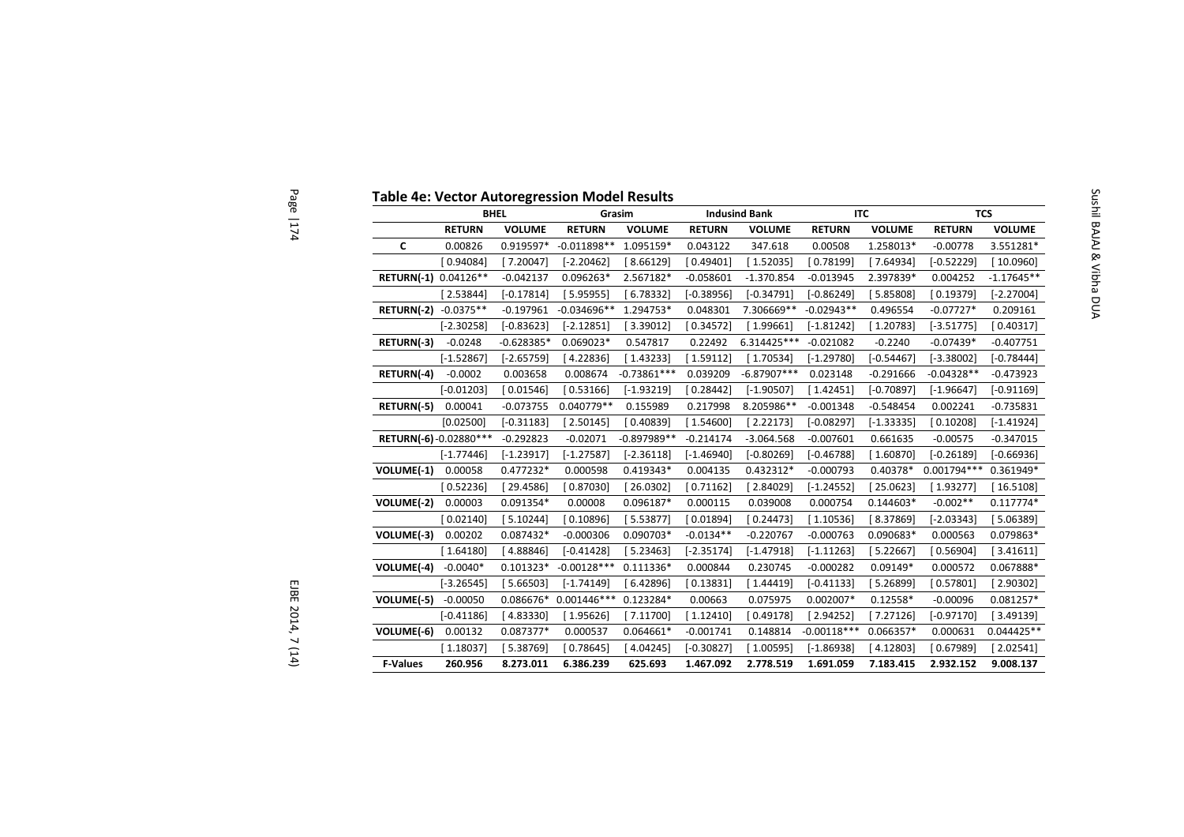**Table 4e: Vector Autoregression Model Results**

| | BHEL | | Grasim | | Indusind Bank | | ITC | | TCS | |
|---|---|---|---|---|---|---|---|---|---|---|
| | **RETURN** | **VOLUME** | **RETURN** | **VOLUME** | **RETURN** | **VOLUME** | **RETURN** | **VOLUME** | **RETURN** | **VOLUME** |
| **C** | 0.00826 | 0.919597* | -0.011898** | 1.095159* | 0.043122 | 347.618 | 0.00508 | 1.258013* | -0.00778 | 3.551281* |
| | [ 0.94084] | [ 7.20047] | [-2.20462] | [ 8.66129] | [ 0.49401] | [ 1.52035] | [ 0.78199] | [ 7.64934] | [-0.52229] | [ 10.0960] |
| **RETURN(-1)** | 0.04126** | -0.042137 | 0.096263* | 2.567182* | -0.058601 | -1.370.854 | -0.013945 | 2.397839* | 0.004252 | -1.17645** |
| | [ 2.53844] | [-0.17814] | [ 5.95955] | [ 6.78332] | [-0.38956] | [-0.34791] | [-0.86249] | [ 5.85808] | [ 0.19379] | [-2.27004] |
| **RETURN(-2)** | -0.0375** | -0.197961 | -0.034696** | 1.294753* | 0.048301 | 7.306669** | -0.02943** | 0.496554 | -0.07727* | 0.209161 |
| | [-2.30258] | [-0.83623] | [-2.12851] | [ 3.39012] | [ 0.34572] | [ 1.99661] | [-1.81242] | [ 1.20783] | [-3.51775] | [ 0.40317] |
| **RETURN(-3)** | -0.0248 | -0.628385* | 0.069023* | 0.547817 | 0.22492 | 6.314425*** | -0.021082 | -0.2240 | -0.07439* | -0.407751 |
| | [-1.52867] | [-2.65759] | [ 4.22836] | [ 1.43233] | [ 1.59112] | [ 1.70534] | [-1.29780] | [-0.54467] | [-3.38002] | [-0.78444] |
| **RETURN(-4)** | -0.0002 | 0.003658 | 0.008674 | -0.73861*** | 0.039209 | -6.87907*** | 0.023148 | -0.291666 | -0.04328** | -0.473923 |
| | [-0.01203] | [ 0.01546] | [ 0.53166] | [-1.93219] | [ 0.28442] | [-1.90507] | [ 1.42451] | [-0.70897] | [-1.96647] | [-0.91169] |
| **RETURN(-5)** | 0.00041 | -0.073755 | 0.040779** | 0.155989 | 0.217998 | 8.205986** | -0.001348 | -0.548454 | 0.002241 | -0.735831 |
| | [0.02500] | [-0.31183] | [ 2.50145] | [ 0.40839] | [ 1.54600] | [ 2.22173] | [-0.08297] | [-1.33335] | [ 0.10208] | [-1.41924] |
| **RETURN(-6)** | -0.02880*** | -0.292823 | -0.02071 | -0.897989** | -0.214174 | -3.064.568 | -0.007601 | 0.661635 | -0.00575 | -0.347015 |
| | [-1.77446] | [-1.23917] | [-1.27587] | [-2.36118] | [-1.46940] | [-0.80269] | [-0.46788] | [ 1.60870] | [-0.26189] | [-0.66936] |
| **VOLUME(-1)** | 0.00058 | 0.477232* | 0.000598 | 0.419343* | 0.004135 | 0.432312* | -0.000793 | 0.40378* | 0.001794*** | 0.361949* |
| | [ 0.52236] | [ 29.4586] | [ 0.87030] | [ 26.0302] | [ 0.71162] | [ 2.84029] | [-1.24552] | [ 25.0623] | [ 1.93277] | [ 16.5108] |
| **VOLUME(-2)** | 0.00003 | 0.091354* | 0.00008 | 0.096187* | 0.000115 | 0.039008 | 0.000754 | 0.144603* | -0.002** | 0.117774* |
| | [ 0.02140] | [ 5.10244] | [ 0.10896] | [ 5.53877] | [ 0.01894] | [ 0.24473] | [ 1.10536] | [ 8.37869] | [-2.03343] | [ 5.06389] |
| **VOLUME(-3)** | 0.00202 | 0.087432* | -0.000306 | 0.090703* | -0.0134** | -0.220767 | -0.000763 | 0.090683* | 0.000563 | 0.079863* |
| | [ 1.64180] | [ 4.88846] | [-0.41428] | [ 5.23463] | [-2.35174] | [-1.47918] | [-1.11263] | [ 5.22667] | [ 0.56904] | [ 3.41611] |
| **VOLUME(-4)** | -0.0040* | 0.101323* | -0.00128*** | 0.111336* | 0.000844 | 0.230745 | -0.000282 | 0.09149* | 0.000572 | 0.067888* |
| | [-3.26545] | [ 5.66503] | [-1.74149] | [ 6.42896] | [ 0.13831] | [ 1.44419] | [-0.41133] | [ 5.26899] | [ 0.57801] | [ 2.90302] |
| **VOLUME(-5)** | -0.00050 | 0.086676* | 0.001446*** | 0.123284* | 0.00663 | 0.075975 | 0.002007* | 0.12558* | -0.00096 | 0.081257* |
| | [-0.41186] | [ 4.83330] | [ 1.95626] | [ 7.11700] | [ 1.12410] | [ 0.49178] | [ 2.94252] | [ 7.27126] | [-0.97170] | [ 3.49139] |
| **VOLUME(-6)** | 0.00132 | 0.087377* | 0.000537 | 0.064661* | -0.001741 | 0.148814 | -0.00118*** | 0.066357* | 0.000631 | 0.044425** |
| | [ 1.18037] | [ 5.38769] | [ 0.78645] | [ 4.04245] | [-0.30827] | [ 1.00595] | [-1.86938] | [ 4.12803] | [ 0.67989] | [ 2.02541] |
| **F-Values** | **260.956** | **8.273.011** | **6.386.239** | **625.693** | **1.467.092** | **2.778.519** | **1.691.059** | **7.183.415** | **2.932.152** | **9.008.137** |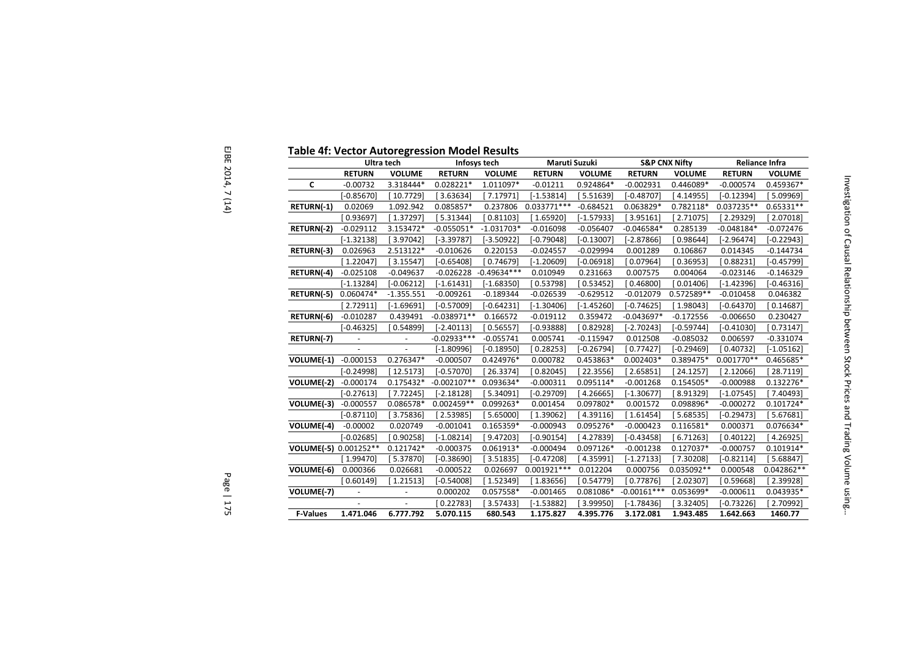**Table 4f: Vector Autoregression Model Results**

| | Ultra tech | | Infosys tech | | Maruti Suzuki | | S&P CNX Nifty | | Reliance Infra | |
|---|---|---|---|---|---|---|---|---|---|---|
| | RETURN | VOLUME | RETURN | VOLUME | RETURN | VOLUME | RETURN | VOLUME | RETURN | VOLUME |
| C | -0.00732 | 3.318444* | 0.028221* | 1.011097* | -0.01211 | 0.924864* | -0.002931 | 0.446089* | -0.000574 | 0.459367* |
| | [-0.85670] | [ 10.7729] | [ 3.63634] | [ 7.17971] | [-1.53814] | [ 5.51639] | [-0.48707] | [ 4.14955] | [-0.12394] | [ 5.09969] |
| RETURN(-1) | 0.02069 | 1.092.942 | 0.085857* | 0.237806 | 0.033771*** | -0.684521 | 0.063829* | 0.782118* | 0.037235** | 0.65331** |
| | [ 0.93697] | [ 1.37297] | [ 5.31344] | [ 0.81103] | [ 1.65920] | [-1.57933] | [ 3.95161] | [ 2.71075] | [ 2.29329] | [ 2.07018] |
| RETURN(-2) | -0.029112 | 3.153472* | -0.055051* | -1.031703* | -0.016098 | -0.056407 | -0.046584* | 0.285139 | -0.048184* | -0.072476 |
| | [-1.32138] | [ 3.97042] | [-3.39787] | [-3.50922] | [-0.79048] | [-0.13007] | [-2.87866] | [ 0.98644] | [-2.96474] | [-0.22943] |
| RETURN(-3) | 0.026963 | 2.513122* | -0.010626 | 0.220153 | -0.024557 | -0.029994 | 0.001289 | 0.106867 | 0.014345 | -0.144734 |
| | [ 1.22047] | [ 3.15547] | [-0.65408] | [ 0.74679] | [-1.20609] | [-0.06918] | [ 0.07964] | [ 0.36953] | [ 0.88231] | [-0.45799] |
| RETURN(-4) | -0.025108 | -0.049637 | -0.026228 | -0.49634*** | 0.010949 | 0.231663 | 0.007575 | 0.004064 | -0.023146 | -0.146329 |
| | [-1.13284] | [-0.06212] | [-1.61431] | [-1.68350] | [ 0.53798] | [ 0.53452] | [ 0.46800] | [ 0.01406] | [-1.42396] | [-0.46316] |
| RETURN(-5) | 0.060474* | -1.355.551 | -0.009261 | -0.189344 | -0.026539 | -0.629512 | -0.012079 | 0.572589** | -0.010458 | 0.046382 |
| | [ 2.72911] | [-1.69691] | [-0.57009] | [-0.64231] | [-1.30406] | [-1.45260] | [-0.74625] | [ 1.98043] | [-0.64370] | [ 0.14687] |
| RETURN(-6) | -0.010287 | 0.439491 | -0.038971** | 0.166572 | -0.019112 | 0.359472 | -0.043697* | -0.172556 | -0.006650 | 0.230427 |
| | [-0.46325] | [ 0.54899] | [-2.40113] | [ 0.56557] | [-0.93888] | [ 0.82928] | [-2.70243] | [-0.59744] | [-0.41030] | [ 0.73147] |
| RETURN(-7) | - | - | -0.02933*** | -0.055741 | 0.005741 | -0.115947 | 0.012508 | -0.085032 | 0.006597 | -0.331074 |
| | - | - | [-1.80996] | [-0.18950] | [ 0.28253] | [-0.26794] | [ 0.77427] | [-0.29469] | [ 0.40732] | [-1.05162] |
| VOLUME(-1) | -0.000153 | 0.276347* | -0.000507 | 0.424976* | 0.000782 | 0.453863* | 0.002403* | 0.389475* | 0.001770** | 0.465685* |
| | [-0.24998] | [ 12.5173] | [-0.57070] | [ 26.3374] | [ 0.82045] | [ 22.3556] | [ 2.65851] | [ 24.1257] | [ 2.12066] | [ 28.7119] |
| VOLUME(-2) | -0.000174 | 0.175432* | -0.002107** | 0.093634* | -0.000311 | 0.095114* | -0.001268 | 0.154505* | -0.000988 | 0.132276* |
| | [-0.27613] | [ 7.72245] | [-2.18128] | [ 5.34091] | [-0.29709] | [ 4.26665] | [-1.30677] | [ 8.91329] | [-1.07545] | [ 7.40493] |
| VOLUME(-3) | -0.000557 | 0.086578* | 0.002459** | 0.099263* | 0.001454 | 0.097802* | 0.001572 | 0.098896* | -0.000272 | 0.101724* |
| | [-0.87110] | [ 3.75836] | [ 2.53985] | [ 5.65000] | [ 1.39062] | [ 4.39116] | [ 1.61454] | [ 5.68535] | [-0.29473] | [ 5.67681] |
| VOLUME(-4) | -0.00002 | 0.020749 | -0.001041 | 0.165359* | -0.000943 | 0.095276* | -0.000423 | 0.116581* | 0.000371 | 0.076634* |
| | [-0.02685] | [ 0.90258] | [-1.08214] | [ 9.47203] | [-0.90154] | [ 4.27839] | [-0.43458] | [ 6.71263] | [ 0.40122] | [ 4.26925] |
| VOLUME(-5) | 0.001252** | 0.121742* | -0.000375 | 0.061913* | -0.000494 | 0.097126* | -0.001238 | 0.127037* | -0.000757 | 0.101914* |
| | [ 1.99470] | [ 5.37870] | [-0.38690] | [ 3.51835] | [-0.47208] | [ 4.35991] | [-1.27133] | [ 7.30208] | [-0.82114] | [ 5.68847] |
| VOLUME(-6) | 0.000366 | 0.026681 | -0.000522 | 0.026697 | 0.001921*** | 0.012204 | 0.000756 | 0.035092** | 0.000548 | 0.042862** |
| | [ 0.60149] | [ 1.21513] | [-0.54008] | [ 1.52349] | [ 1.83656] | [ 0.54779] | [ 0.77876] | [ 2.02307] | [ 0.59668] | [ 2.39928] |
| VOLUME(-7) | - | - | 0.000202 | 0.057558* | -0.001465 | 0.081086* | -0.00161*** | 0.053699* | -0.000611 | 0.043935* |
| | - | - | [ 0.22783] | [ 3.57433] | [-1.53882] | [ 3.99950] | [-1.78436] | [ 3.32405] | [-0.73226] | [ 2.70992] |
| **F-Values** | **1.471.046** | **6.777.792** | **5.070.115** | **680.543** | **1.175.827** | **4.395.776** | **3.172.081** | **1.943.485** | **1.642.663** | **1460.77** |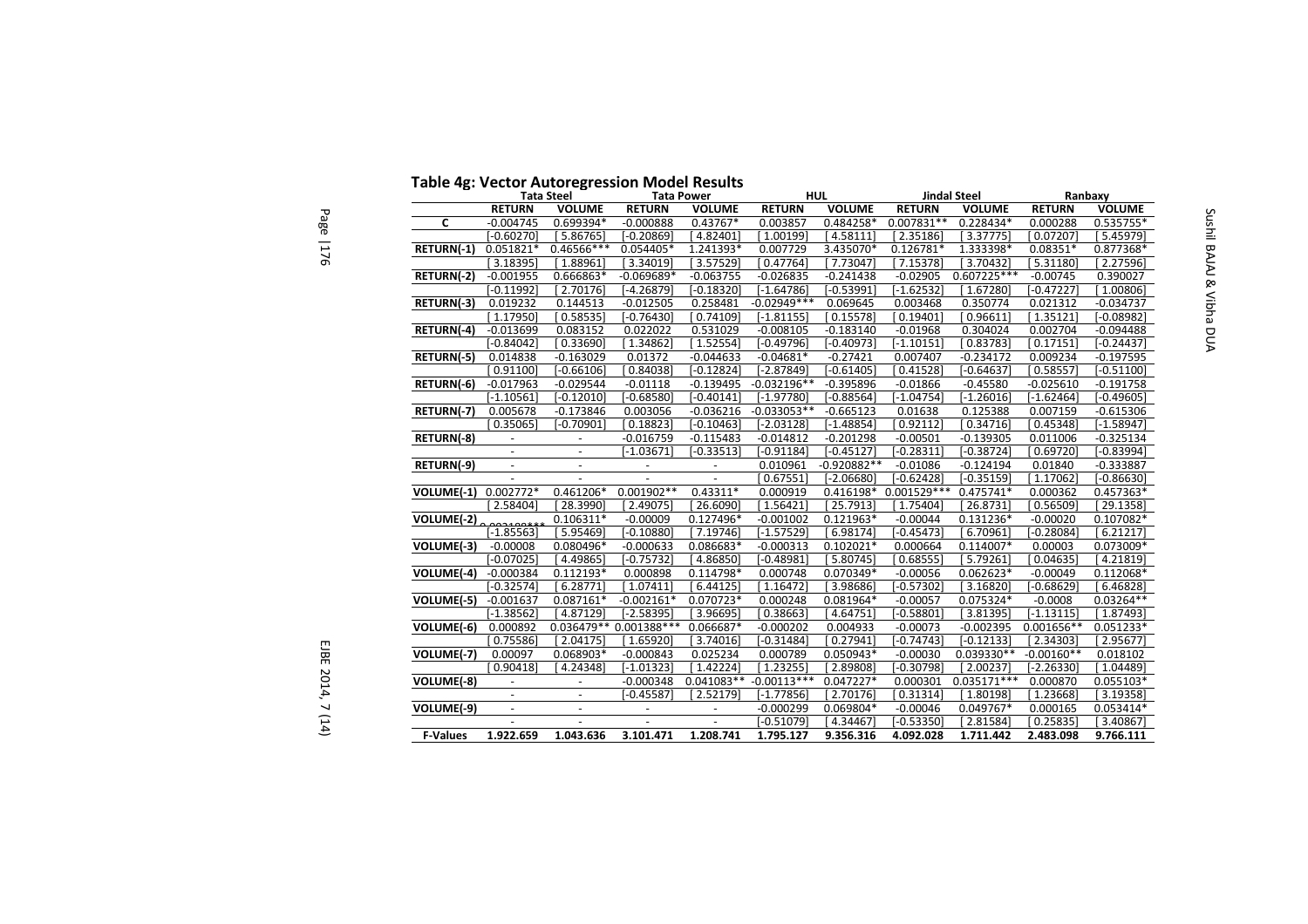**Table 4g: Vector Autoregression Model Results**

| | Tata Steel | | Tata Power | | HUL | | Jindal Steel | | Ranbaxy | |
|---|---|---|---|---|---|---|---|---|---|---|
| | RETURN | VOLUME | RETURN | VOLUME | RETURN | VOLUME | RETURN | VOLUME | RETURN | VOLUME |
| **C** | -0.004745 | 0.699394* | -0.000888 | 0.43767* | 0.003857 | 0.484258* | 0.007831** | 0.228434* | 0.000288 | 0.535755* |
| | [-0.60270] | [ 5.86765] | [-0.20869] | [ 4.82401] | [ 1.00199] | [ 4.58111] | [ 2.35186] | [ 3.37775] | [ 0.07207] | [ 5.45979] |
| **RETURN(-1)** | 0.051821* | 0.46566*** | 0.054405* | 1.241393* | 0.007729 | 3.435070* | 0.126781* | 1.333398* | 0.08351* | 0.877368* |
| | [ 3.18395] | [ 1.88961] | [ 3.34019] | [ 3.57529] | [ 0.47764] | [ 7.73047] | [ 7.15378] | [ 3.70432] | [ 5.31180] | [ 2.27596] |
| **RETURN(-2)** | -0.001955 | 0.666863* | -0.069689* | -0.063755 | -0.026835 | -0.241438 | -0.02905 | 0.607225*** | -0.00745 | 0.390027 |
| | [-0.11992] | [ 2.70176] | [-4.26879] | [-0.18320] | [-1.64786] | [-0.53991] | [-1.62532] | [ 1.67280] | [-0.47227] | [ 1.00806] |
| **RETURN(-3)** | 0.019232 | 0.144513 | -0.012505 | 0.258481 | -0.02949*** | 0.069645 | 0.003468 | 0.350774 | 0.021312 | -0.034737 |
| | [ 1.17950] | [ 0.58535] | [-0.76430] | [ 0.74109] | [-1.81155] | [ 0.15578] | [ 0.19401] | [ 0.96611] | [ 1.35121] | [-0.08982] |
| **RETURN(-4)** | -0.013699 | 0.083152 | 0.022022 | 0.531029 | -0.008105 | -0.183140 | -0.01968 | 0.304024 | 0.002704 | -0.094488 |
| | [-0.84042] | [ 0.33690] | [ 1.34862] | [ 1.52554] | [-0.49796] | [-0.40973] | [-1.10151] | [ 0.83783] | [ 0.17151] | [-0.24437] |
| **RETURN(-5)** | 0.014838 | -0.163029 | 0.01372 | -0.044633 | -0.04681* | -0.27421 | 0.007407 | -0.234172 | 0.009234 | -0.197595 |
| | [ 0.91100] | [-0.66106] | [ 0.84038] | [-0.12824] | [-2.87849] | [-0.61405] | [ 0.41528] | [-0.64637] | [ 0.58557] | [-0.51100] |
| **RETURN(-6)** | -0.017963 | -0.029544 | -0.01118 | -0.139495 | -0.032196** | -0.395896 | -0.01866 | -0.45580 | -0.025610 | -0.191758 |
| | [-1.10561] | [-0.12010] | [-0.68580] | [-0.40141] | [-1.97780] | [-0.88564] | [-1.04754] | [-1.26016] | [-1.62464] | [-0.49605] |
| **RETURN(-7)** | 0.005678 | -0.173846 | 0.003056 | -0.036216 | -0.033053** | -0.665123 | 0.01638 | 0.125388 | 0.007159 | -0.615306 |
| | [ 0.35065] | [-0.70901] | [ 0.18823] | [-0.10463] | [-2.03128] | [-1.48854] | [ 0.92112] | [ 0.34716] | [ 0.45348] | [-1.58947] |
| **RETURN(-8)** | - | - | -0.016759 | -0.115483 | -0.014812 | -0.201298 | -0.00501 | -0.139305 | 0.011006 | -0.325134 |
| | - | - | [-1.03671] | [-0.33513] | [-0.91184] | [-0.45127] | [-0.28311] | [-0.38724] | [ 0.69720] | [-0.83994] |
| **RETURN(-9)** | - | - | - | - | 0.010961 | -0.920882** | -0.01086 | -0.124194 | 0.01840 | -0.333887 |
| | - | - | - | - | [ 0.67551] | [-2.06680] | [-0.62428] | [-0.35159] | [ 1.17062] | [-0.86630] |
| **VOLUME(-1)** | 0.002772* | 0.461206* | 0.001902** | 0.43311* | 0.000919 | 0.416198* | 0.001529*** | 0.475741* | 0.000362 | 0.457363* |
| | [ 2.58404] | [ 28.3990] | [ 2.49075] | [ 26.6090] | [ 1.56421] | [ 25.7913] | [ 1.75404] | [ 26.8731] | [ 0.56509] | [ 29.1358] |
| **VOLUME(-2)** | -0.002188*** | 0.106311* | -0.00009 | 0.127496* | -0.001002 | 0.121963* | -0.00044 | 0.131236* | -0.00020 | 0.107082* |
| | [-1.85563] | [ 5.95469] | [-0.10880] | [ 7.19746] | [-1.57529] | [ 6.98174] | [-0.45473] | [ 6.70961] | [-0.28084] | [ 6.21217] |
| **VOLUME(-3)** | -0.00008 | 0.080496* | -0.000633 | 0.086683* | -0.000313 | 0.102021* | 0.000664 | 0.114007* | 0.00003 | 0.073009* |
| | [-0.07025] | [ 4.49865] | [-0.75732] | [ 4.86850] | [-0.48981] | [ 5.80745] | [ 0.68555] | [ 5.79261] | [ 0.04635] | [ 4.21819] |
| **VOLUME(-4)** | -0.000384 | 0.112193* | 0.000898 | 0.114798* | 0.000748 | 0.070349* | -0.00056 | 0.062623* | -0.00049 | 0.112068* |
| | [-0.32574] | [ 6.28771] | [ 1.07411] | [ 6.44125] | [ 1.16472] | [ 3.98686] | [-0.57302] | [ 3.16820] | [-0.68629] | [ 6.46828] |
| **VOLUME(-5)** | -0.001637 | 0.087161* | -0.002161* | 0.070723* | 0.000248 | 0.081964* | -0.00057 | 0.075324* | -0.0008 | 0.03264** |
| | [-1.38562] | [ 4.87129] | [-2.58395] | [ 3.96695] | [ 0.38663] | [ 4.64751] | [-0.58801] | [ 3.81395] | [-1.13115] | [ 1.87493] |
| **VOLUME(-6)** | 0.000892 | 0.036479** | 0.001388*** | 0.066687* | -0.000202 | 0.004933 | -0.00073 | -0.002395 | 0.001656** | 0.051233* |
| | [ 0.75586] | [ 2.04175] | [ 1.65920] | [ 3.74016] | [-0.31484] | [ 0.27941] | [-0.74743] | [-0.12133] | [ 2.34303] | [ 2.95677] |
| **VOLUME(-7)** | 0.00097 | 0.068903* | -0.000843 | 0.025234 | 0.000789 | 0.050943* | -0.00030 | 0.039330** | -0.00160** | 0.018102 |
| | [ 0.90418] | [ 4.24348] | [-1.01323] | [ 1.42224] | [ 1.23255] | [ 2.89808] | [-0.30798] | [ 2.00237] | [-2.26330] | [ 1.04489] |
| **VOLUME(-8)** | - | - | -0.000348 | 0.041083** | -0.00113*** | 0.047227* | 0.000301 | 0.035171*** | 0.000870 | 0.055103* |
| | - | - | [-0.45587] | [ 2.52179] | [-1.77856] | [ 2.70176] | [ 0.31314] | [ 1.80198] | [ 1.23668] | [ 3.19358] |
| **VOLUME(-9)** | - | - | - | - | -0.000299 | 0.069804* | -0.00046 | 0.049767* | 0.000165 | 0.053414* |
| | - | - | - | - | [-0.51079] | [ 4.34467] | [-0.53350] | [ 2.81584] | [ 0.25835] | [ 3.40867] |
| **F-Values** | **1.922.659** | **1.043.636** | **3.101.471** | **1.208.741** | **1.795.127** | **9.356.316** | **4.092.028** | **1.711.442** | **2.483.098** | **9.766.111** |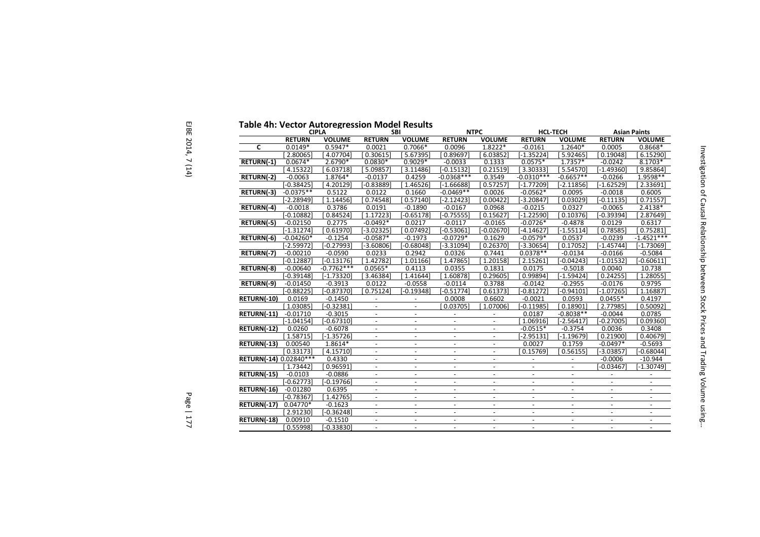**Table 4h: Vector Autoregression Model Results**

| | CIPLA | | SBI | | NTPC | | HCL-TECH | | Asian Paints | |
|---|---|---|---|---|---|---|---|---|---|---|
| | RETURN | VOLUME | RETURN | VOLUME | RETURN | VOLUME | RETURN | VOLUME | RETURN | VOLUME |
| **C** | 0.0149* | 0.5947* | 0.0021 | 0.7066* | 0.0096 | 1.8222* | -0.0161 | 1.2640* | 0.0005 | 0.8668* |
| | [ 2.80065] | [ 4.07704] | [ 0.30615] | [ 5.67395] | [ 0.89697] | [ 6.03852] | [-1.35224] | [ 5.92465] | [ 0.19048] | [ 6.15290] |
| **RETURN(-1)** | 0.0674* | 2.6790* | 0.0830* | 0.9029* | -0.0033 | 0.1333 | 0.0575* | 1.7357* | -0.0242 | 8.1703* |
| | [ 4.15322] | [ 6.03718] | [ 5.09857] | [ 3.11486] | [-0.15132] | [ 0.21519] | [ 3.30333] | [ 5.54570] | [-1.49360] | [ 9.85864] |
| **RETURN(-2)** | -0.0063 | 1.8764* | -0.0137 | 0.4259 | -0.0368*** | 0.3549 | -0.0310*** | -0.6657** | -0.0266 | 1.9598** |
| | [-0.38425] | [ 4.20129] | [-0.83889] | [ 1.46526] | [-1.66688] | [ 0.57257] | [-1.77209] | [-2.11856] | [-1.62529] | [ 2.33691] |
| **RETURN(-3)** | -0.0375** | 0.5122 | 0.0122 | 0.1660 | -0.0469** | 0.0026 | -0.0562* | 0.0095 | -0.0018 | 0.6005 |
| | [-2.28949] | [ 1.14456] | [ 0.74548] | [ 0.57140] | [-2.12423] | [ 0.00422] | [-3.20847] | [ 0.03029] | [-0.11135] | [ 0.71557] |
| **RETURN(-4)** | -0.0018 | 0.3786 | 0.0191 | -0.1890 | -0.0167 | 0.0968 | -0.0215 | 0.0327 | -0.0065 | 2.4138* |
| | [-0.10882] | [ 0.84524] | [ 1.17223] | [-0.65178] | [-0.75555] | [ 0.15627] | [-1.22590] | [ 0.10376] | [-0.39394] | [ 2.87649] |
| **RETURN(-5)** | -0.02150 | 0.2775 | -0.0492* | 0.0217 | -0.0117 | -0.0165 | -0.0726* | -0.4878 | 0.0129 | 0.6317 |
| | [-1.31274] | [ 0.61970] | [-3.02325] | [ 0.07492] | [-0.53061] | [-0.02670] | [-4.14627] | [-1.55114] | [ 0.78585] | [ 0.75281] |
| **RETURN(-6)** | -0.04260* | -0.1254 | -0.0587* | -0.1973 | -0.0729* | 0.1629 | -0.0579* | 0.0537 | -0.0239 | -1.4521*** |
| | [-2.59972] | [-0.27993] | [-3.60806] | [-0.68048] | [-3.31094] | [ 0.26370] | [-3.30654] | [ 0.17052] | [-1.45744] | [-1.73069] |
| **RETURN(-7)** | -0.00210 | -0.0590 | 0.0233 | 0.2942 | 0.0326 | 0.7441 | 0.0378** | -0.0134 | -0.0166 | -0.5084 |
| | [-0.12887] | [-0.13176] | [ 1.42782] | [ 1.01166] | [ 1.47865] | [ 1.20158] | [ 2.15261] | [-0.04243] | [-1.01532] | [-0.60611] |
| **RETURN(-8)** | -0.00640 | -0.7762*** | 0.0565* | 0.4113 | 0.0355 | 0.1831 | 0.0175 | -0.5018 | 0.0040 | 10.738 |
| | [-0.39148] | [-1.73320] | [ 3.46384] | [ 1.41644] | [ 1.60878] | [ 0.29605] | [ 0.99894] | [-1.59424] | [ 0.24255] | [ 1.28055] |
| **RETURN(-9)** | -0.01450 | -0.3913 | 0.0122 | -0.0558 | -0.0114 | 0.3788 | -0.0142 | -0.2955 | -0.0176 | 0.9795 |
| | [-0.88225] | [-0.87370] | [ 0.75124] | [-0.19348] | [-0.51774] | [ 0.61373] | [-0.81272] | [-0.94101] | [-1.07265] | [ 1.16887] |
| **RETURN(-10)** | 0.0169 | -0.1450 | - | - | 0.0008 | 0.6602 | -0.0021 | 0.0593 | 0.0455* | 0.4197 |
| | [ 1.03085] | [-0.32381] | - | - | [ 0.03705] | [ 1.07006] | [-0.11985] | [ 0.18901] | [ 2.77985] | [ 0.50092] |
| **RETURN(-11)** | -0.01710 | -0.3015 | - | - | - | - | 0.0187 | -0.8038** | -0.0044 | 0.0785 |
| | [-1.04154] | [-0.67310] | - | - | - | - | [ 1.06916] | [-2.56417] | [-0.27005] | [ 0.09360] |
| **RETURN(-12)** | 0.0260 | -0.6078 | - | - | - | - | -0.0515* | -0.3754 | 0.0036 | 0.3408 |
| | [ 1.58715] | [-1.35726] | - | - | - | - | [-2.95131] | [-1.19679] | [ 0.21900] | [ 0.40679] |
| **RETURN(-13)** | 0.00540 | 1.8614* | - | - | - | - | 0.0027 | 0.1759 | -0.0497* | -0.5693 |
| | [ 0.33173] | [ 4.15710] | - | - | - | - | [ 0.15769] | [ 0.56155] | [-3.03857] | [-0.68044] |
| **RETURN(-14)** | 0.02840*** | 0.4330 | - | - | - | - | - | - | -0.0006 | -10.944 |
| | [ 1.73442] | [ 0.96591] | - | - | - | - | - | - | [-0.03467] | [-1.30749] |
| **RETURN(-15)** | -0.0103 | -0.0886 | - | - | - | - | - | - | - | - |
| | [-0.62773] | [-0.19766] | - | - | - | - | - | - | - | - |
| **RETURN(-16)** | -0.01280 | 0.6395 | - | - | - | - | - | - | - | - |
| | [-0.78367] | [ 1.42765] | - | - | - | - | - | - | - | - |
| **RETURN(-17)** | 0.04770* | -0.1623 | - | - | - | - | - | - | - | - |
| | [ 2.91230] | [-0.36248] | - | - | - | - | - | - | - | - |
| **RETURN(-18)** | 0.00910 | -0.1510 | - | - | - | - | - | - | - | - |
| | [ 0.55998] | [-0.33830] | - | - | - | - | - | - | - | - |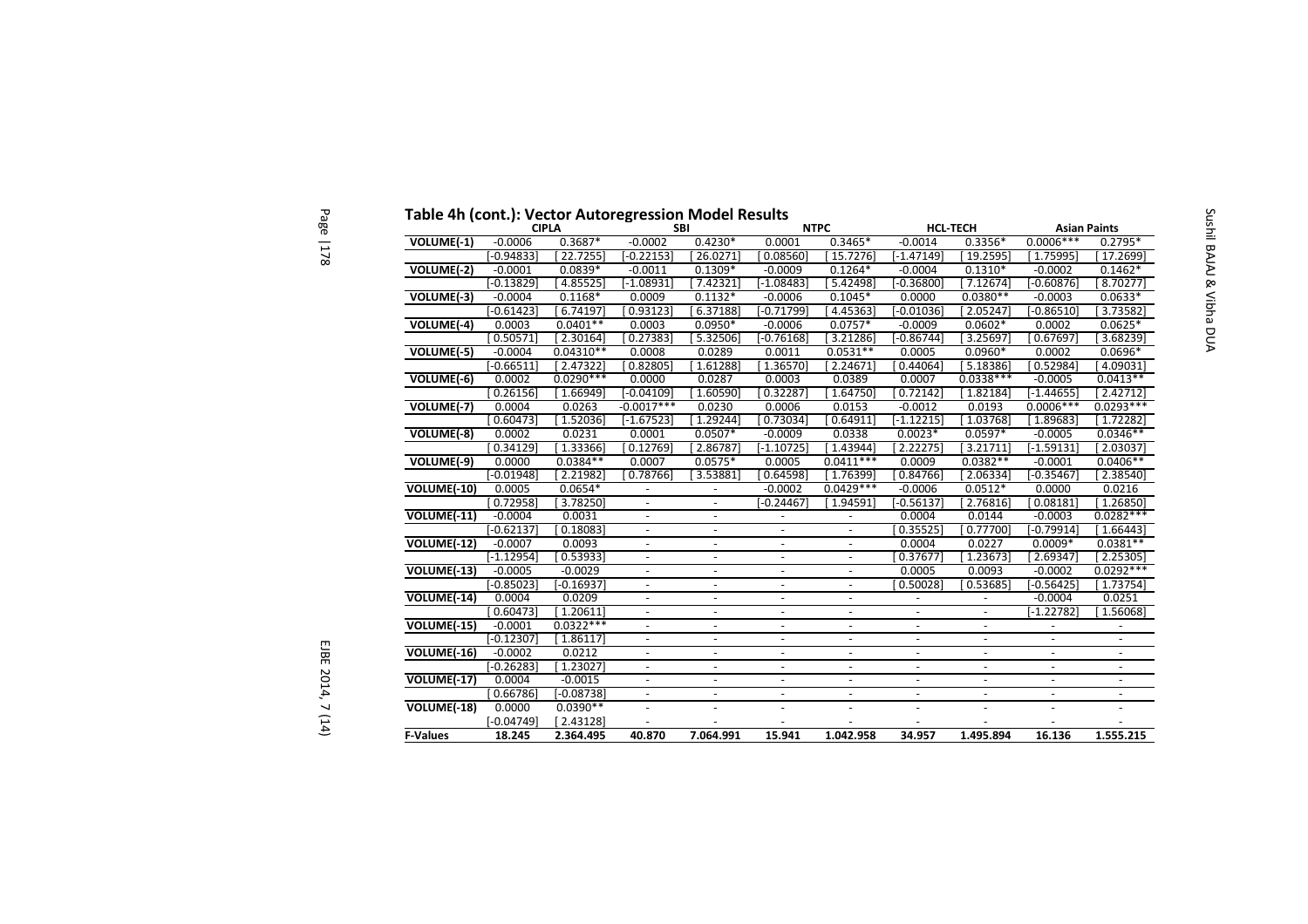**Table 4h (cont.): Vector Autoregression Model Results**

| | CIPLA | | SBI | | NTPC | | HCL-TECH | | Asian Paints | |
|---|---|---|---|---|---|---|---|---|---|---|
| VOLUME(-1) | -0.0006 | 0.3687* | -0.0002 | 0.4230* | 0.0001 | 0.3465* | -0.0014 | 0.3356* | 0.0006*** | 0.2795* |
| | [-0.94833] | [ 22.7255] | [-0.22153] | [ 26.0271] | [ 0.08560] | [ 15.7276] | [-1.47149] | [ 19.2595] | [ 1.75995] | [ 17.2699] |
| VOLUME(-2) | -0.0001 | 0.0839* | -0.0011 | 0.1309* | -0.0009 | 0.1264* | -0.0004 | 0.1310* | -0.0002 | 0.1462* |
| | [-0.13829] | [ 4.85525] | [-1.08931] | [ 7.42321] | [-1.08483] | [ 5.42498] | [-0.36800] | [ 7.12674] | [-0.60876] | [ 8.70277] |
| VOLUME(-3) | -0.0004 | 0.1168* | 0.0009 | 0.1132* | -0.0006 | 0.1045* | 0.0000 | 0.0380** | -0.0003 | 0.0633* |
| | [-0.61423] | [ 6.74197] | [ 0.93123] | [ 6.37188] | [-0.71799] | [ 4.45363] | [-0.01036] | [ 2.05247] | [-0.86510] | [ 3.73582] |
| VOLUME(-4) | 0.0003 | 0.0401** | 0.0003 | 0.0950* | -0.0006 | 0.0757* | -0.0009 | 0.0602* | 0.0002 | 0.0625* |
| | [ 0.50571] | [ 2.30164] | [ 0.27383] | [ 5.32506] | [-0.76168] | [ 3.21286] | [-0.86744] | [ 3.25697] | [ 0.67697] | [ 3.68239] |
| VOLUME(-5) | -0.0004 | 0.04310** | 0.0008 | 0.0289 | 0.0011 | 0.0531** | 0.0005 | 0.0960* | 0.0002 | 0.0696* |
| | [-0.66511] | [ 2.47322] | [ 0.82805] | [ 1.61288] | [ 1.36570] | [ 2.24671] | [ 0.44064] | [ 5.18386] | [ 0.52984] | [ 4.09031] |
| VOLUME(-6) | 0.0002 | 0.0290*** | 0.0000 | 0.0287 | 0.0003 | 0.0389 | 0.0007 | 0.0338*** | -0.0005 | 0.0413** |
| | [ 0.26156] | [ 1.66949] | [-0.04109] | [ 1.60590] | [ 0.32287] | [ 1.64750] | [ 0.72142] | [ 1.82184] | [-1.44655] | [ 2.42712] |
| VOLUME(-7) | 0.0004 | 0.0263 | -0.0017*** | 0.0230 | 0.0006 | 0.0153 | -0.0012 | 0.0193 | 0.0006*** | 0.0293*** |
| | [ 0.60473] | [ 1.52036] | [-1.67523] | [ 1.29244] | [ 0.73034] | [ 0.64911] | [-1.12215] | [ 1.03768] | [ 1.89683] | [ 1.72282] |
| VOLUME(-8) | 0.0002 | 0.0231 | 0.0001 | 0.0507* | -0.0009 | 0.0338 | 0.0023* | 0.0597* | -0.0005 | 0.0346** |
| | [ 0.34129] | [ 1.33366] | [ 0.12769] | [ 2.86787] | [-1.10725] | [ 1.43944] | [ 2.22275] | [ 3.21711] | [-1.59131] | [ 2.03037] |
| VOLUME(-9) | 0.0000 | 0.0384** | 0.0007 | 0.0575* | 0.0005 | 0.0411*** | 0.0009 | 0.0382** | -0.0001 | 0.0406** |
| | [-0.01948] | [ 2.21982] | [ 0.78766] | [ 3.53881] | [ 0.64598] | [ 1.76399] | [ 0.84766] | [ 2.06334] | [-0.35467] | [ 2.38540] |
| VOLUME(-10) | 0.0005 | 0.0654* | - | - | -0.0002 | 0.0429*** | -0.0006 | 0.0512* | 0.0000 | 0.0216 |
| | [ 0.72958] | [ 3.78250] | - | - | [-0.24467] | [ 1.94591] | [-0.56137] | [ 2.76816] | [ 0.08181] | [ 1.26850] |
| VOLUME(-11) | -0.0004 | 0.0031 | - | - | - | - | 0.0004 | 0.0144 | -0.0003 | 0.0282*** |
| | [-0.62137] | [ 0.18083] | - | - | - | - | [ 0.35525] | [ 0.77700] | [-0.79914] | [ 1.66443] |
| VOLUME(-12) | -0.0007 | 0.0093 | - | - | - | - | 0.0004 | 0.0227 | 0.0009* | 0.0381** |
| | [-1.12954] | [ 0.53933] | - | - | - | - | [ 0.37677] | [ 1.23673] | [ 2.69347] | [ 2.25305] |
| VOLUME(-13) | -0.0005 | -0.0029 | - | - | - | - | 0.0005 | 0.0093 | -0.0002 | 0.0292*** |
| | [-0.85023] | [-0.16937] | - | - | - | - | [ 0.50028] | [ 0.53685] | [-0.56425] | [ 1.73754] |
| VOLUME(-14) | 0.0004 | 0.0209 | - | - | - | - | - | - | -0.0004 | 0.0251 |
| | [ 0.60473] | [ 1.20611] | - | - | - | - | - | - | [-1.22782] | [ 1.56068] |
| VOLUME(-15) | -0.0001 | 0.0322*** | - | - | - | - | - | - | - | - |
| | [-0.12307] | [ 1.86117] | - | - | - | - | - | - | - | - |
| VOLUME(-16) | -0.0002 | 0.0212 | - | - | - | - | - | - | - | - |
| | [-0.26283] | [ 1.23027] | - | - | - | - | - | - | - | - |
| VOLUME(-17) | 0.0004 | -0.0015 | - | - | - | - | - | - | - | - |
| | [ 0.66786] | [-0.08738] | - | - | - | - | - | - | - | - |
| VOLUME(-18) | 0.0000 | 0.0390** | - | - | - | - | - | - | - | - |
| | [-0.04749] | [ 2.43128] | - | - | - | - | - | - | - | - |
| **F-Values** | **18.245** | **2.364.495** | **40.870** | **7.064.991** | **15.941** | **1.042.958** | **34.957** | **1.495.894** | **16.136** | **1.555.215** |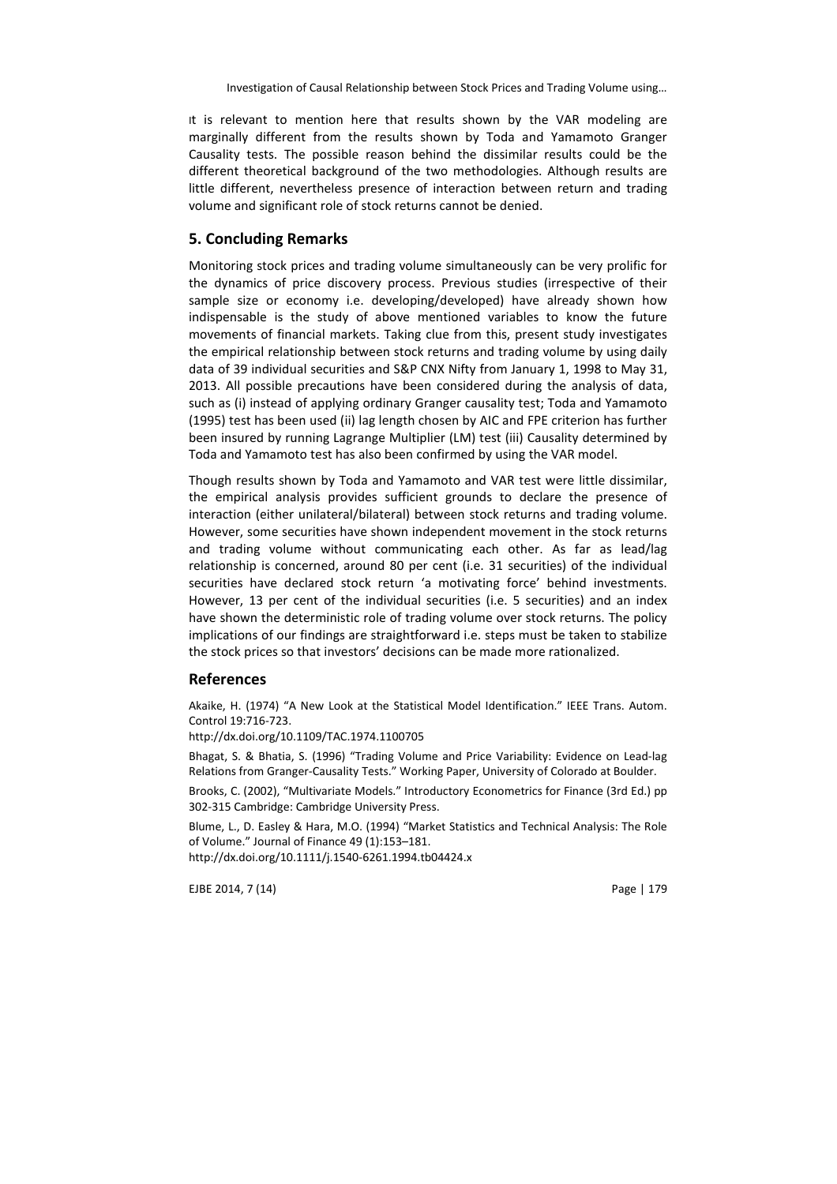It is relevant to mention here that results shown by the VAR modeling are marginally different from the results shown by Toda and Yamamoto Granger Causality tests. The possible reason behind the dissimilar results could be the different theoretical background of the two methodologies. Although results are little different, nevertheless presence of interaction between return and trading volume and significant role of stock returns cannot be denied.

## 5. Concluding Remarks

Monitoring stock prices and trading volume simultaneously can be very prolific for the dynamics of price discovery process. Previous studies (irrespective of their sample size or economy i.e. developing/developed) have already shown how indispensable is the study of above mentioned variables to know the future movements of financial markets. Taking clue from this, present study investigates the empirical relationship between stock returns and trading volume by using daily data of 39 individual securities and S&P CNX Nifty from January 1, 1998 to May 31, 2013. All possible precautions have been considered during the analysis of data, such as (i) instead of applying ordinary Granger causality test; Toda and Yamamoto (1995) test has been used (ii) lag length chosen by AIC and FPE criterion has further been insured by running Lagrange Multiplier (LM) test (iii) Causality determined by Toda and Yamamoto test has also been confirmed by using the VAR model.

Though results shown by Toda and Yamamoto and VAR test were little dissimilar, the empirical analysis provides sufficient grounds to declare the presence of interaction (either unilateral/bilateral) between stock returns and trading volume. However, some securities have shown independent movement in the stock returns and trading volume without communicating each other. As far as lead/lag relationship is concerned, around 80 per cent (i.e. 31 securities) of the individual securities have declared stock return 'a motivating force' behind investments. However, 13 per cent of the individual securities (i.e. 5 securities) and an index have shown the deterministic role of trading volume over stock returns. The policy implications of our findings are straightforward i.e. steps must be taken to stabilize the stock prices so that investors' decisions can be made more rationalized.

## References

Akaike, H. (1974) "A New Look at the Statistical Model Identification." IEEE Trans. Autom. Control 19:716-723.
http://dx.doi.org/10.1109/TAC.1974.1100705

Bhagat, S. & Bhatia, S. (1996) "Trading Volume and Price Variability: Evidence on Lead-lag Relations from Granger-Causality Tests." Working Paper, University of Colorado at Boulder.

Brooks, C. (2002), "Multivariate Models." Introductory Econometrics for Finance (3rd Ed.) pp 302-315 Cambridge: Cambridge University Press.

Blume, L., D. Easley & Hara, M.O. (1994) "Market Statistics and Technical Analysis: The Role of Volume." Journal of Finance 49 (1):153–181.
http://dx.doi.org/10.1111/j.1540-6261.1994.tb04424.x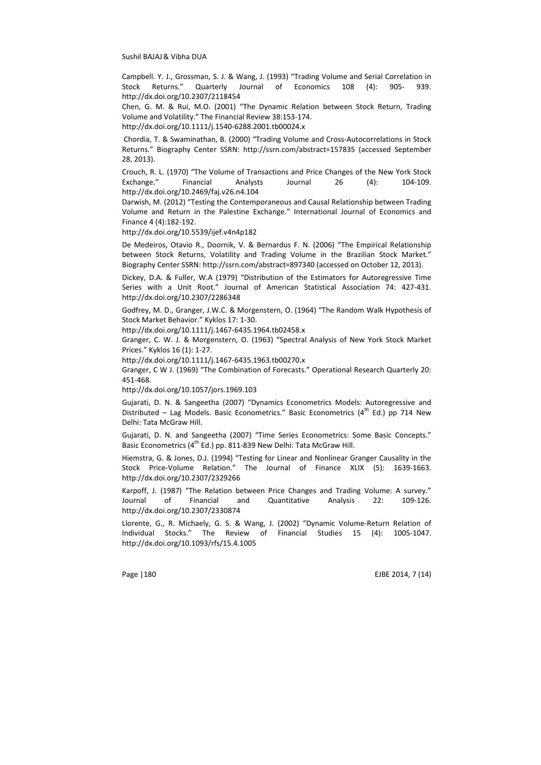Campbell. Y. J., Grossman, S. J. & Wang, J. (1993) "Trading Volume and Serial Correlation in Stock Returns." Quarterly Journal of Economics 108 (4): 905- 939. http://dx.doi.org/10.2307/2118454

Chen, G. M. & Rui, M.O. (2001) "The Dynamic Relation between Stock Return, Trading Volume and Volatility." The Financial Review 38:153-174.
http://dx.doi.org/10.1111/j.1540-6288.2001.tb00024.x

Chordia, T. & Swaminathan, B. (2000) "Trading Volume and Cross-Autocorrelations in Stock Returns." Biography Center SSRN: http://ssrn.com/abstract=157835 (accessed September 28, 2013).

Crouch, R. L. (1970) "The Volume of Transactions and Price Changes of the New York Stock Exchange." Financial Analysts Journal 26 (4): 104-109. http://dx.doi.org/10.2469/faj.v26.n4.104

Darwish, M. (2012) "Testing the Contemporaneous and Causal Relationship between Trading Volume and Return in the Palestine Exchange." International Journal of Economics and Finance 4 (4):182-192.
http://dx.doi.org/10.5539/ijef.v4n4p182

De Medeiros, Otavio R., Doornik, V. & Bernardus F. N. (2006) "The Empirical Relationship between Stock Returns, Volatility and Trading Volume in the Brazilian Stock Market." Biography Center SSRN: http://ssrn.com/abstract=897340 (accessed on October 12, 2013).

Dickey, D.A. & Fuller, W.A (1979) "Distribution of the Estimators for Autoregressive Time Series with a Unit Root." Journal of American Statistical Association 74: 427-431. http://dx.doi.org/10.2307/2286348

Godfrey, M. D., Granger, J.W.C. & Morgenstern, O. (1964) "The Random Walk Hypothesis of Stock Market Behavior." Kyklos 17: 1-30.
http://dx.doi.org/10.1111/j.1467-6435.1964.tb02458.x

Granger, C. W. J. & Morgenstern, O. (1963) "Spectral Analysis of New York Stock Market Prices." Kyklos 16 (1): 1-27.
http://dx.doi.org/10.1111/j.1467-6435.1963.tb00270.x

Granger, C W J. (1969) "The Combination of Forecasts." Operational Research Quarterly 20: 451-468.
http://dx.doi.org/10.1057/jors.1969.103

Gujarati, D. N. & Sangeetha (2007) "Dynamics Econometrics Models: Autoregressive and Distributed – Lag Models. Basic Econometrics." Basic Econometrics (4th Ed.) pp 714 New Delhi: Tata McGraw Hill.

Gujarati, D. N. and Sangeetha (2007) "Time Series Econometrics: Some Basic Concepts." Basic Econometrics (4th Ed.) pp. 811-839 New Delhi: Tata McGraw Hill.

Hiemstra, G. & Jones, D.J. (1994) "Testing for Linear and Nonlinear Granger Causality in the Stock Price-Volume Relation." The Journal of Finance XLIX (5): 1639-1663. http://dx.doi.org/10.2307/2329266

Karpoff, J. (1987) "The Relation between Price Changes and Trading Volume: A survey." Journal of Financial and Quantitative Analysis 22: 109-126. http://dx.doi.org/10.2307/2330874

Llorente, G., R. Michaely, G. S. & Wang, J. (2002) "Dynamic Volume-Return Relation of Individual Stocks." The Review of Financial Studies 15 (4): 1005-1047. http://dx.doi.org/10.1093/rfs/15.4.1005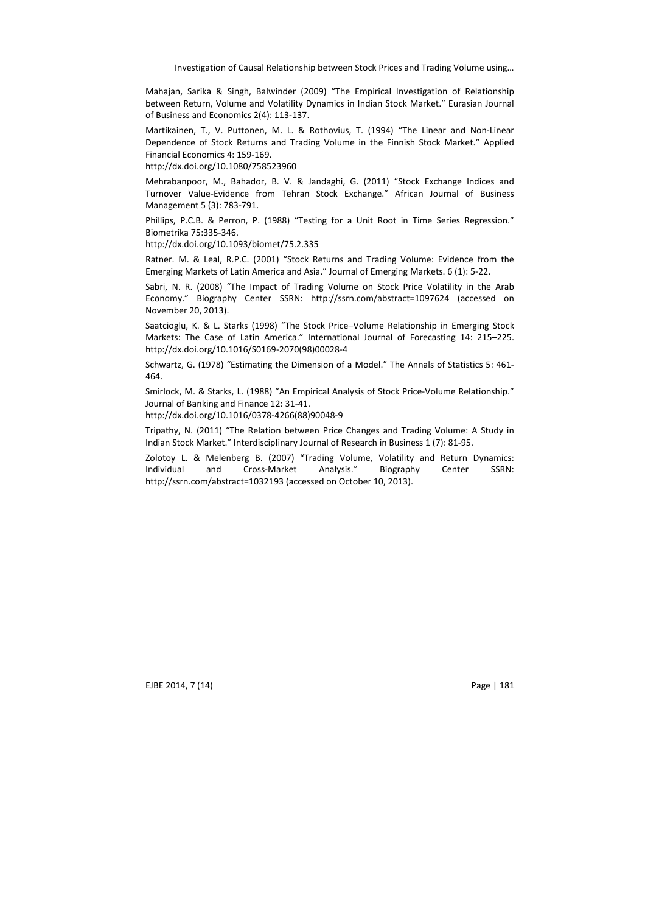Mahajan, Sarika & Singh, Balwinder (2009) "The Empirical Investigation of Relationship between Return, Volume and Volatility Dynamics in Indian Stock Market." Eurasian Journal of Business and Economics 2(4): 113-137.

Martikainen, T., V. Puttonen, M. L. & Rothovius, T. (1994) "The Linear and Non-Linear Dependence of Stock Returns and Trading Volume in the Finnish Stock Market." Applied Financial Economics 4: 159-169.
http://dx.doi.org/10.1080/758523960

Mehrabanpoor, M., Bahador, B. V. & Jandaghi, G. (2011) "Stock Exchange Indices and Turnover Value-Evidence from Tehran Stock Exchange." African Journal of Business Management 5 (3): 783-791.

Phillips, P.C.B. & Perron, P. (1988) "Testing for a Unit Root in Time Series Regression." Biometrika 75:335-346.
http://dx.doi.org/10.1093/biomet/75.2.335

Ratner. M. & Leal, R.P.C. (2001) "Stock Returns and Trading Volume: Evidence from the Emerging Markets of Latin America and Asia." Journal of Emerging Markets. 6 (1): 5-22.

Sabri, N. R. (2008) "The Impact of Trading Volume on Stock Price Volatility in the Arab Economy." Biography Center SSRN: http://ssrn.com/abstract=1097624 (accessed on November 20, 2013).

Saatcioglu, K. & L. Starks (1998) "The Stock Price–Volume Relationship in Emerging Stock Markets: The Case of Latin America." International Journal of Forecasting 14: 215–225. http://dx.doi.org/10.1016/S0169-2070(98)00028-4

Schwartz, G. (1978) "Estimating the Dimension of a Model." The Annals of Statistics 5: 461-464.

Smirlock, M. & Starks, L. (1988) "An Empirical Analysis of Stock Price-Volume Relationship." Journal of Banking and Finance 12: 31-41.
http://dx.doi.org/10.1016/0378-4266(88)90048-9

Tripathy, N. (2011) "The Relation between Price Changes and Trading Volume: A Study in Indian Stock Market." Interdisciplinary Journal of Research in Business 1 (7): 81-95.

Zolotoy L. & Melenberg B. (2007) "Trading Volume, Volatility and Return Dynamics: Individual and Cross-Market Analysis." Biography Center SSRN: http://ssrn.com/abstract=1032193 (accessed on October 10, 2013).